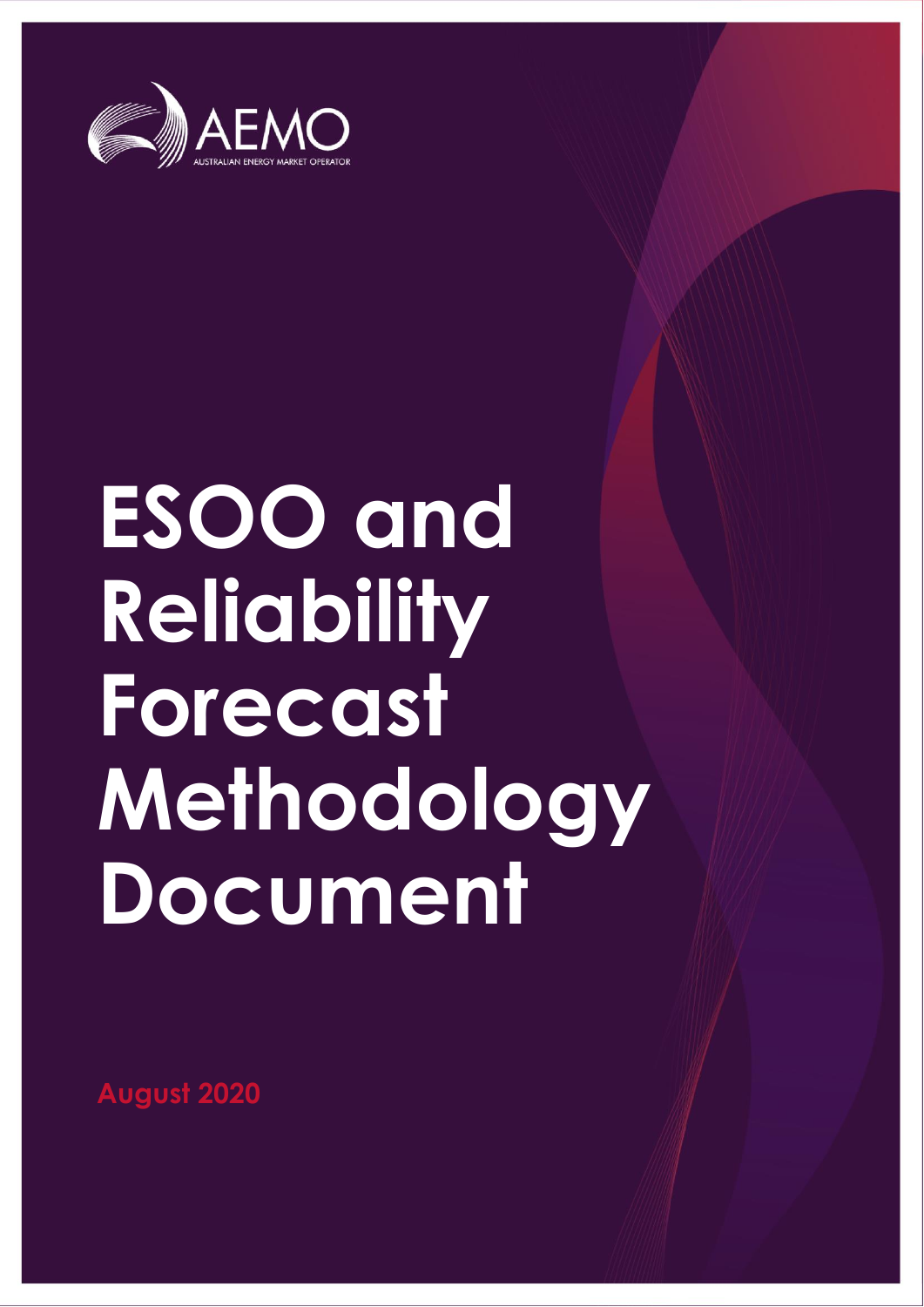AEMO

AUSTRALIAN ENERGY MARKET OPERATOR

# ESOO and Reliability Forecast Methodology Document

August 2020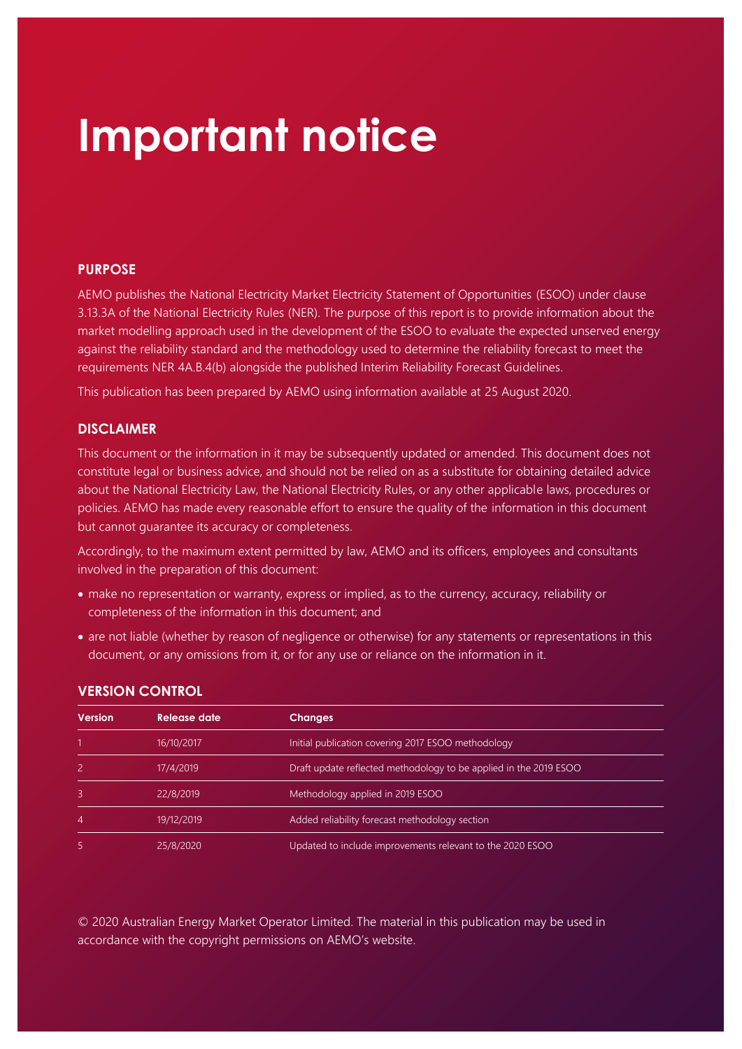# Important notice

## PURPOSE

AEMO publishes the National Electricity Market Electricity Statement of Opportunities (ESOO) under clause 3.13.3A of the National Electricity Rules (NER). The purpose of this report is to provide information about the market modelling approach used in the development of the ESOO to evaluate the expected unserved energy against the reliability standard and the methodology used to determine the reliability forecast to meet the requirements NER 4A.B.4(b) alongside the published Interim Reliability Forecast Guidelines.

This publication has been prepared by AEMO using information available at 25 August 2020.

## DISCLAIMER

This document or the information in it may be subsequently updated or amended. This document does not constitute legal or business advice, and should not be relied on as a substitute for obtaining detailed advice about the National Electricity Law, the National Electricity Rules, or any other applicable laws, procedures or policies. AEMO has made every reasonable effort to ensure the quality of the information in this document but cannot guarantee its accuracy or completeness.

Accordingly, to the maximum extent permitted by law, AEMO and its officers, employees and consultants involved in the preparation of this document:

- make no representation or warranty, express or implied, as to the currency, accuracy, reliability or completeness of the information in this document; and
- are not liable (whether by reason of negligence or otherwise) for any statements or representations in this document, or any omissions from it, or for any use or reliance on the information in it.

## VERSION CONTROL

| Version | Release date | Changes |
|---|---|---|
| 1 | 16/10/2017 | Initial publication covering 2017 ESOO methodology |
| 2 | 17/4/2019 | Draft update reflected methodology to be applied in the 2019 ESOO |
| 3 | 22/8/2019 | Methodology applied in 2019 ESOO |
| 4 | 19/12/2019 | Added reliability forecast methodology section |
| 5 | 25/8/2020 | Updated to include improvements relevant to the 2020 ESOO |

© 2020 Australian Energy Market Operator Limited. The material in this publication may be used in accordance with the copyright permissions on AEMO's website.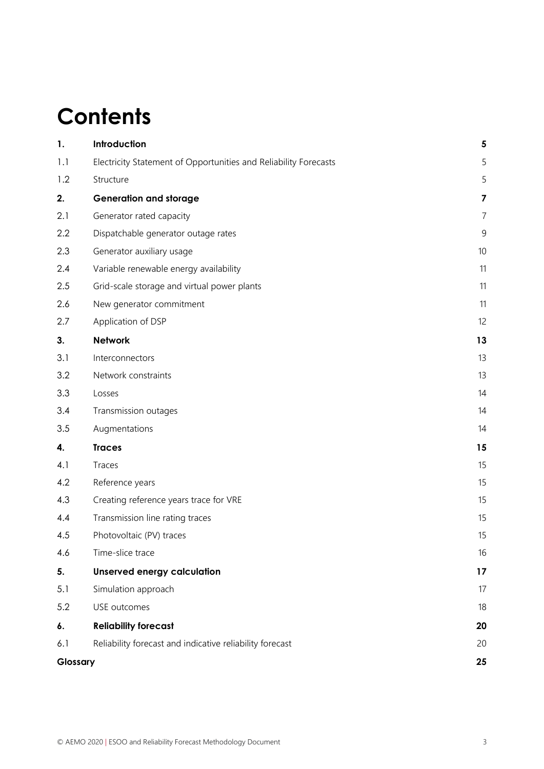# Contents

| | | |
|---|---|---|
| **1.** | **Introduction** | **5** |
| 1.1 | Electricity Statement of Opportunities and Reliability Forecasts | 5 |
| 1.2 | Structure | 5 |
| **2.** | **Generation and storage** | **7** |
| 2.1 | Generator rated capacity | 7 |
| 2.2 | Dispatchable generator outage rates | 9 |
| 2.3 | Generator auxiliary usage | 10 |
| 2.4 | Variable renewable energy availability | 11 |
| 2.5 | Grid-scale storage and virtual power plants | 11 |
| 2.6 | New generator commitment | 11 |
| 2.7 | Application of DSP | 12 |
| **3.** | **Network** | **13** |
| 3.1 | Interconnectors | 13 |
| 3.2 | Network constraints | 13 |
| 3.3 | Losses | 14 |
| 3.4 | Transmission outages | 14 |
| 3.5 | Augmentations | 14 |
| **4.** | **Traces** | **15** |
| 4.1 | Traces | 15 |
| 4.2 | Reference years | 15 |
| 4.3 | Creating reference years trace for VRE | 15 |
| 4.4 | Transmission line rating traces | 15 |
| 4.5 | Photovoltaic (PV) traces | 15 |
| 4.6 | Time-slice trace | 16 |
| **5.** | **Unserved energy calculation** | **17** |
| 5.1 | Simulation approach | 17 |
| 5.2 | USE outcomes | 18 |
| **6.** | **Reliability forecast** | **20** |
| 6.1 | Reliability forecast and indicative reliability forecast | 20 |
| **Glossary** | | **25** |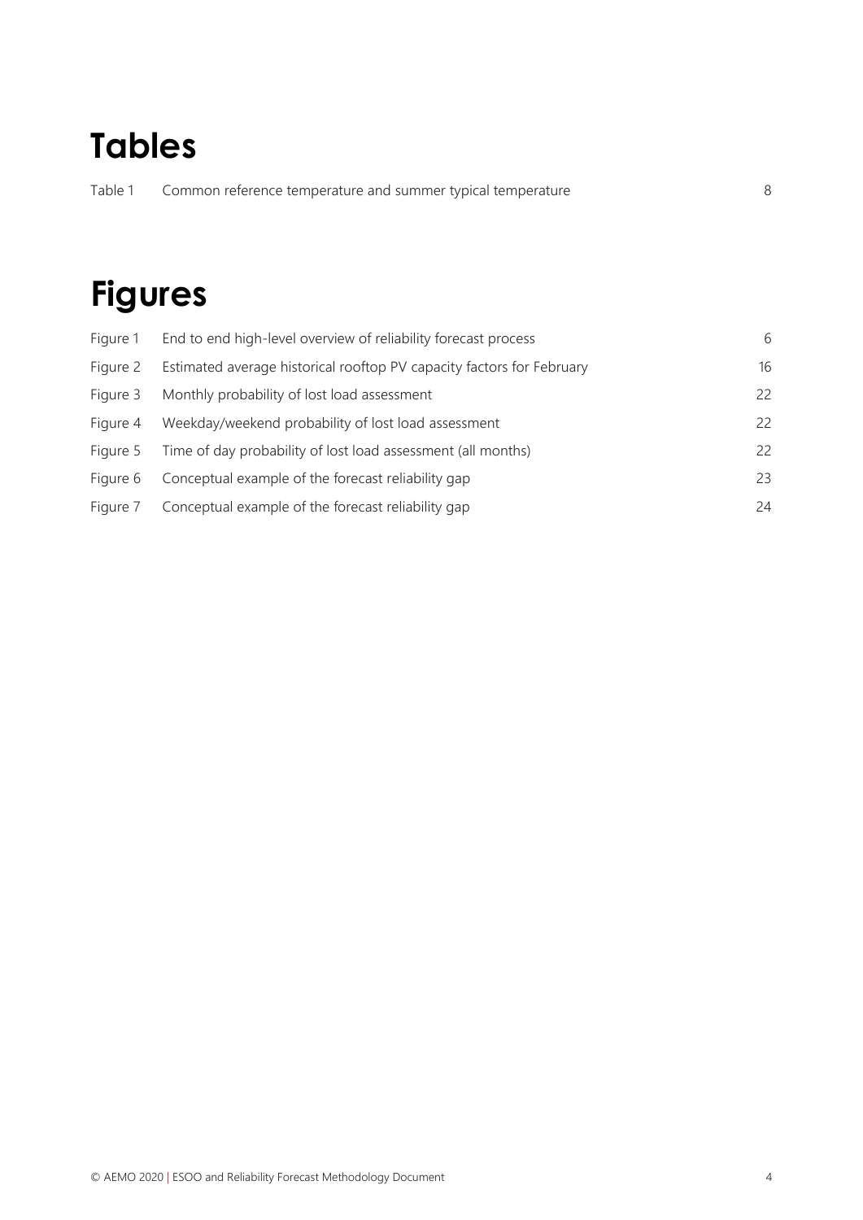# Tables

| | | |
|---|---|---|
| Table 1 | Common reference temperature and summer typical temperature | 8 |

# Figures

| | | |
|---|---|---|
| Figure 1 | End to end high-level overview of reliability forecast process | 6 |
| Figure 2 | Estimated average historical rooftop PV capacity factors for February | 16 |
| Figure 3 | Monthly probability of lost load assessment | 22 |
| Figure 4 | Weekday/weekend probability of lost load assessment | 22 |
| Figure 5 | Time of day probability of lost load assessment (all months) | 22 |
| Figure 6 | Conceptual example of the forecast reliability gap | 23 |
| Figure 7 | Conceptual example of the forecast reliability gap | 24 |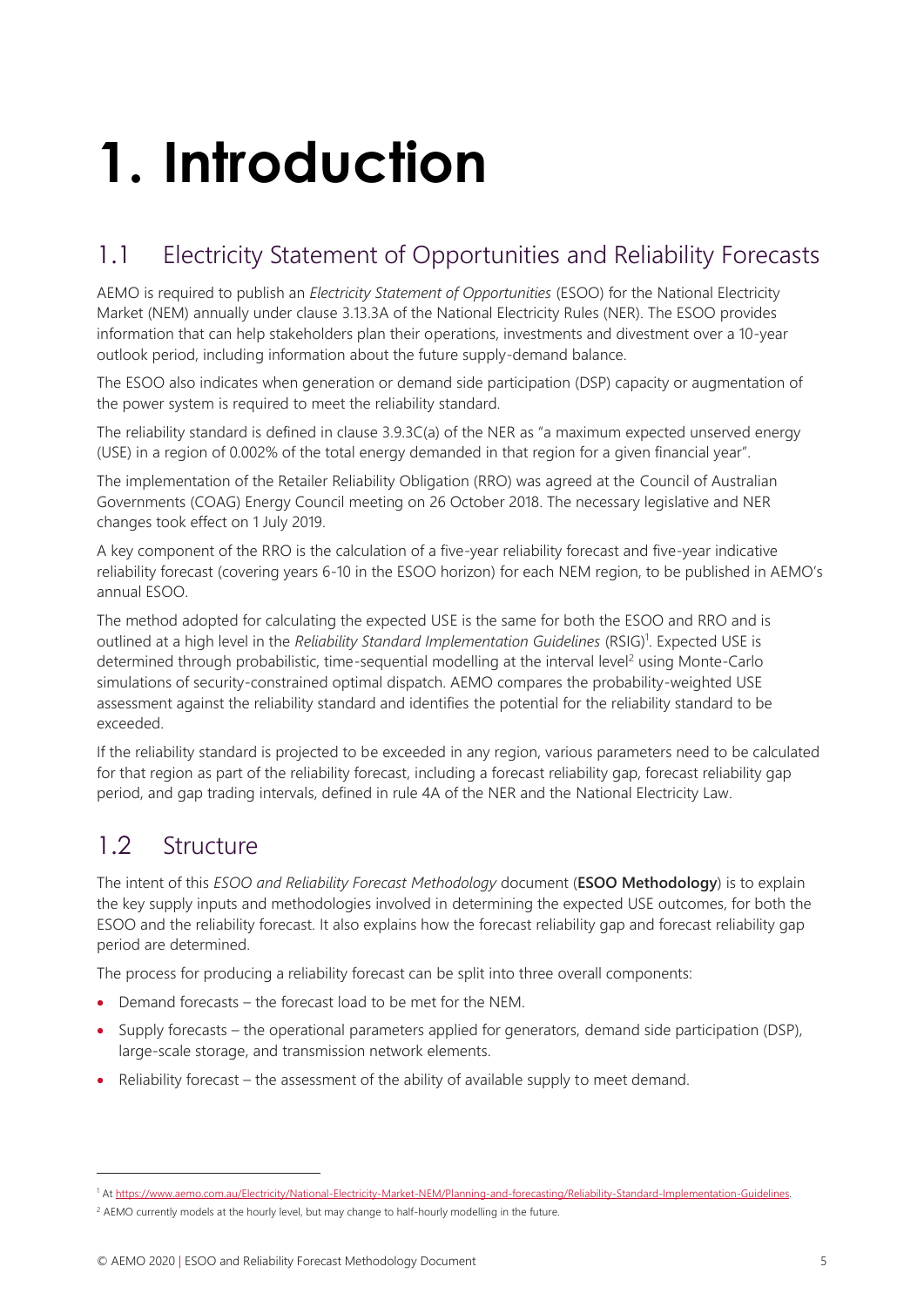# 1. Introduction

## 1.1 Electricity Statement of Opportunities and Reliability Forecasts

AEMO is required to publish an *Electricity Statement of Opportunities* (ESOO) for the National Electricity Market (NEM) annually under clause 3.13.3A of the National Electricity Rules (NER). The ESOO provides information that can help stakeholders plan their operations, investments and divestment over a 10-year outlook period, including information about the future supply-demand balance.

The ESOO also indicates when generation or demand side participation (DSP) capacity or augmentation of the power system is required to meet the reliability standard.

The reliability standard is defined in clause 3.9.3C(a) of the NER as "a maximum expected unserved energy (USE) in a region of 0.002% of the total energy demanded in that region for a given financial year".

The implementation of the Retailer Reliability Obligation (RRO) was agreed at the Council of Australian Governments (COAG) Energy Council meeting on 26 October 2018. The necessary legislative and NER changes took effect on 1 July 2019.

A key component of the RRO is the calculation of a five-year reliability forecast and five-year indicative reliability forecast (covering years 6-10 in the ESOO horizon) for each NEM region, to be published in AEMO's annual ESOO.

The method adopted for calculating the expected USE is the same for both the ESOO and RRO and is outlined at a high level in the *Reliability Standard Implementation Guidelines* (RSIG)[1]. Expected USE is determined through probabilistic, time-sequential modelling at the interval level[2] using Monte-Carlo simulations of security-constrained optimal dispatch. AEMO compares the probability-weighted USE assessment against the reliability standard and identifies the potential for the reliability standard to be exceeded.

If the reliability standard is projected to be exceeded in any region, various parameters need to be calculated for that region as part of the reliability forecast, including a forecast reliability gap, forecast reliability gap period, and gap trading intervals, defined in rule 4A of the NER and the National Electricity Law.

## 1.2 Structure

The intent of this *ESOO and Reliability Forecast Methodology* document (**ESOO Methodology**) is to explain the key supply inputs and methodologies involved in determining the expected USE outcomes, for both the ESOO and the reliability forecast. It also explains how the forecast reliability gap and forecast reliability gap period are determined.

The process for producing a reliability forecast can be split into three overall components:

- Demand forecasts – the forecast load to be met for the NEM.
- Supply forecasts – the operational parameters applied for generators, demand side participation (DSP), large-scale storage, and transmission network elements.
- Reliability forecast – the assessment of the ability of available supply to meet demand.

---

[1] At https://www.aemo.com.au/Electricity/National-Electricity-Market-NEM/Planning-and-forecasting/Reliability-Standard-Implementation-Guidelines.

[2] AEMO currently models at the hourly level, but may change to half-hourly modelling in the future.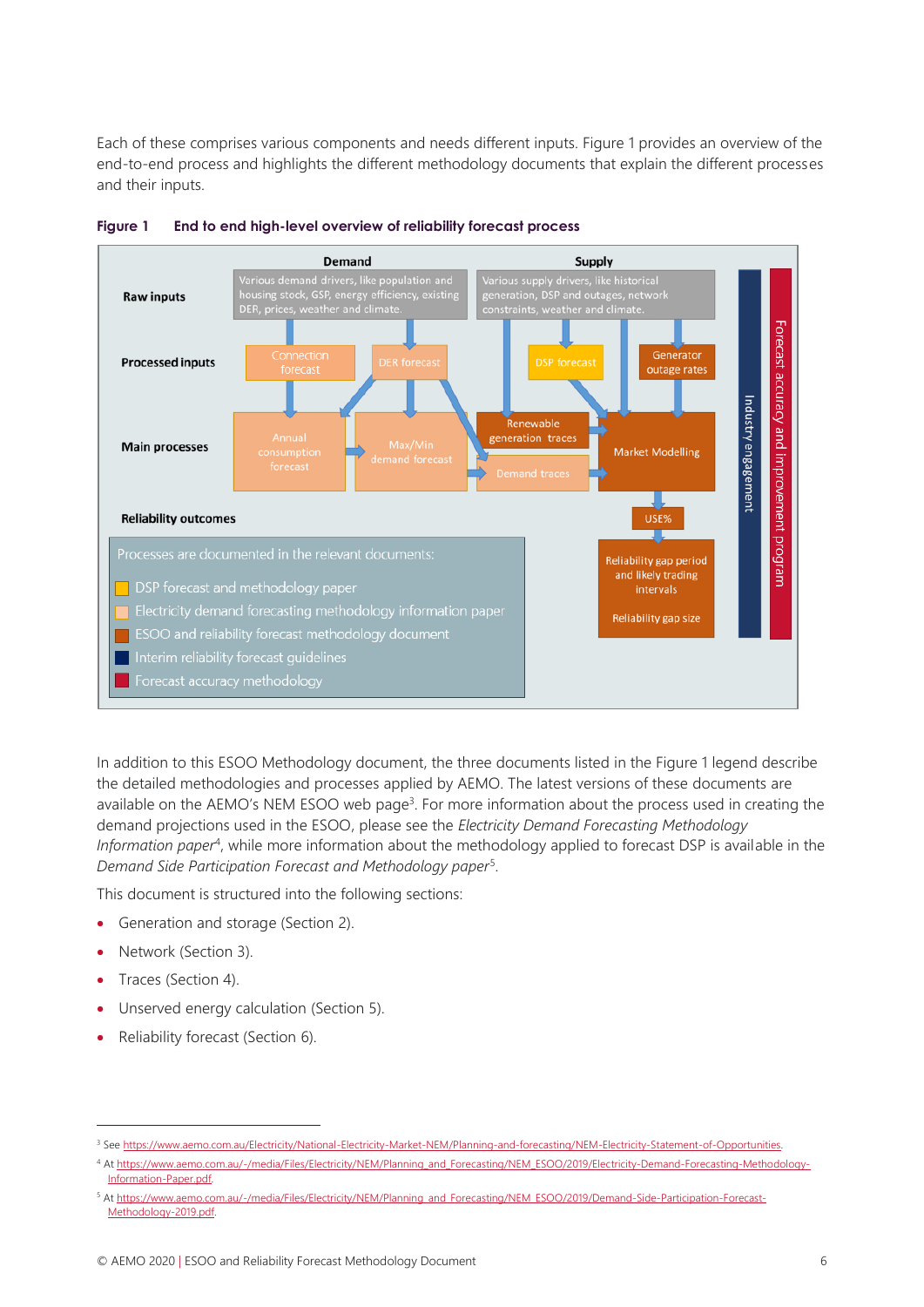Each of these comprises various components and needs different inputs. Figure 1 provides an overview of the end-to-end process and highlights the different methodology documents that explain the different processes and their inputs.

**Figure 1 End to end high-level overview of reliability forecast process**

In addition to this ESOO Methodology document, the three documents listed in the Figure 1 legend describe the detailed methodologies and processes applied by AEMO. The latest versions of these documents are available on the AEMO's NEM ESOO web page[3]. For more information about the process used in creating the demand projections used in the ESOO, please see the *Electricity Demand Forecasting Methodology Information paper*[4], while more information about the methodology applied to forecast DSP is available in the *Demand Side Participation Forecast and Methodology paper*[5].

This document is structured into the following sections:

- Generation and storage (Section 2).
- Network (Section 3).
- Traces (Section 4).
- Unserved energy calculation (Section 5).
- Reliability forecast (Section 6).

---

[3] See https://www.aemo.com.au/Electricity/National-Electricity-Market-NEM/Planning-and-forecasting/NEM-Electricity-Statement-of-Opportunities.

[4] At https://www.aemo.com.au/-/media/Files/Electricity/NEM/Planning_and_Forecasting/NEM_ESOO/2019/Electricity-Demand-Forecasting-Methodology-Information-Paper.pdf.

[5] At https://www.aemo.com.au/-/media/Files/Electricity/NEM/Planning_and_Forecasting/NEM_ESOO/2019/Demand-Side-Participation-Forecast-Methodology-2019.pdf.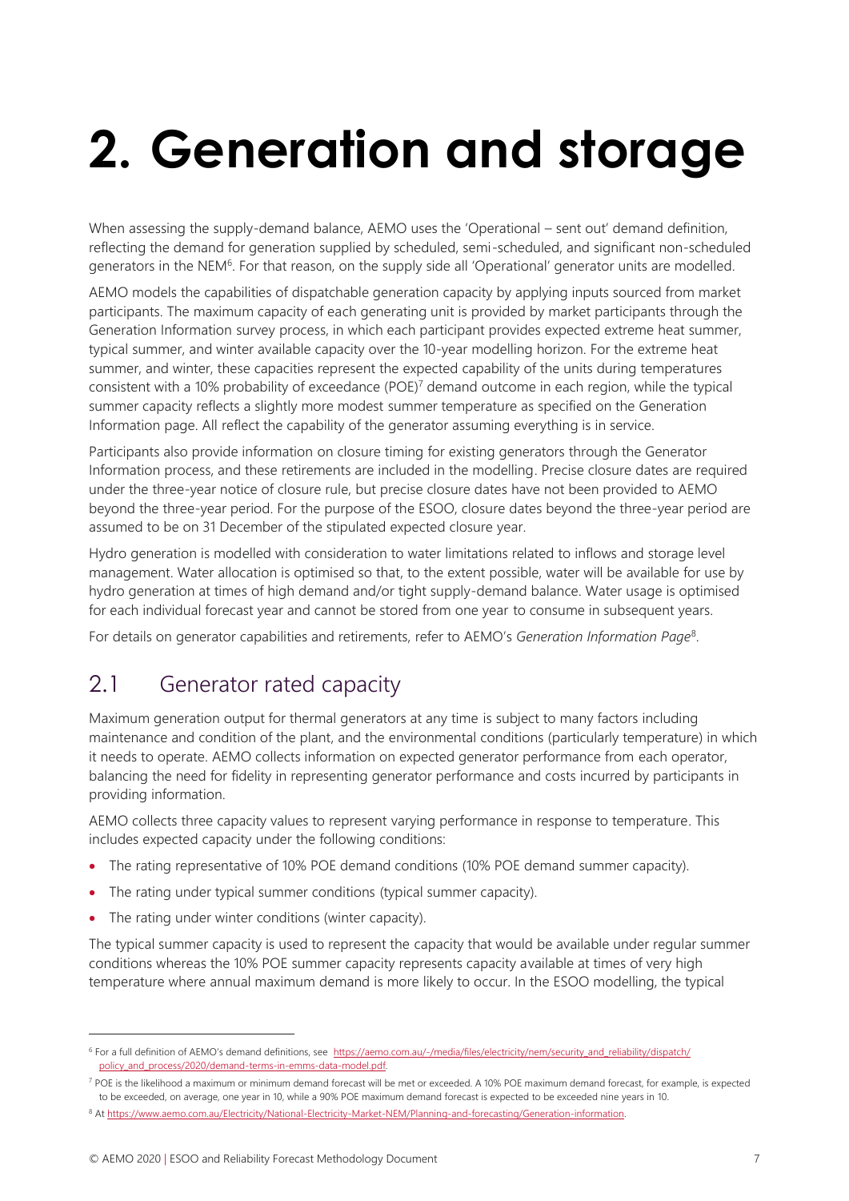# 2. Generation and storage

When assessing the supply-demand balance, AEMO uses the 'Operational – sent out' demand definition, reflecting the demand for generation supplied by scheduled, semi-scheduled, and significant non-scheduled generators in the NEM[6]. For that reason, on the supply side all 'Operational' generator units are modelled.

AEMO models the capabilities of dispatchable generation capacity by applying inputs sourced from market participants. The maximum capacity of each generating unit is provided by market participants through the Generation Information survey process, in which each participant provides expected extreme heat summer, typical summer, and winter available capacity over the 10-year modelling horizon. For the extreme heat summer, and winter, these capacities represent the expected capability of the units during temperatures consistent with a 10% probability of exceedance (POE)[7] demand outcome in each region, while the typical summer capacity reflects a slightly more modest summer temperature as specified on the Generation Information page. All reflect the capability of the generator assuming everything is in service.

Participants also provide information on closure timing for existing generators through the Generator Information process, and these retirements are included in the modelling. Precise closure dates are required under the three-year notice of closure rule, but precise closure dates have not been provided to AEMO beyond the three-year period. For the purpose of the ESOO, closure dates beyond the three-year period are assumed to be on 31 December of the stipulated expected closure year.

Hydro generation is modelled with consideration to water limitations related to inflows and storage level management. Water allocation is optimised so that, to the extent possible, water will be available for use by hydro generation at times of high demand and/or tight supply-demand balance. Water usage is optimised for each individual forecast year and cannot be stored from one year to consume in subsequent years.

For details on generator capabilities and retirements, refer to AEMO's *Generation Information Page*[8].

## 2.1 Generator rated capacity

Maximum generation output for thermal generators at any time is subject to many factors including maintenance and condition of the plant, and the environmental conditions (particularly temperature) in which it needs to operate. AEMO collects information on expected generator performance from each operator, balancing the need for fidelity in representing generator performance and costs incurred by participants in providing information.

AEMO collects three capacity values to represent varying performance in response to temperature. This includes expected capacity under the following conditions:

- The rating representative of 10% POE demand conditions (10% POE demand summer capacity).
- The rating under typical summer conditions (typical summer capacity).
- The rating under winter conditions (winter capacity).

The typical summer capacity is used to represent the capacity that would be available under regular summer conditions whereas the 10% POE summer capacity represents capacity available at times of very high temperature where annual maximum demand is more likely to occur. In the ESOO modelling, the typical

---

[6] For a full definition of AEMO's demand definitions, see https://aemo.com.au/-/media/files/electricity/nem/security_and_reliability/dispatch/policy_and_process/2020/demand-terms-in-emms-data-model.pdf.

[7] POE is the likelihood a maximum or minimum demand forecast will be met or exceeded. A 10% POE maximum demand forecast, for example, is expected to be exceeded, on average, one year in 10, while a 90% POE maximum demand forecast is expected to be exceeded nine years in 10.

[8] At https://www.aemo.com.au/Electricity/National-Electricity-Market-NEM/Planning-and-forecasting/Generation-information.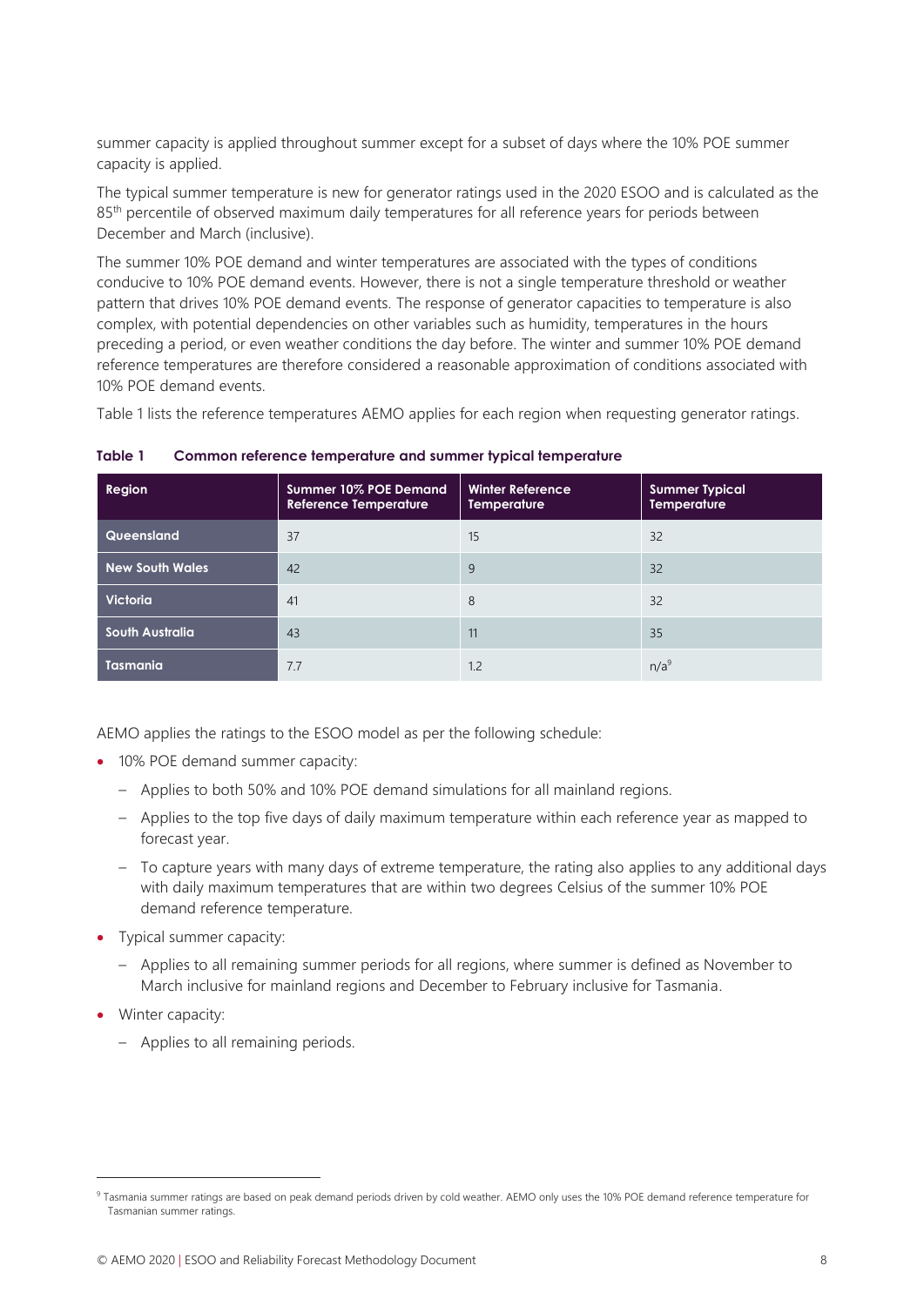summer capacity is applied throughout summer except for a subset of days where the 10% POE summer capacity is applied.

The typical summer temperature is new for generator ratings used in the 2020 ESOO and is calculated as the 85th percentile of observed maximum daily temperatures for all reference years for periods between December and March (inclusive).

The summer 10% POE demand and winter temperatures are associated with the types of conditions conducive to 10% POE demand events. However, there is not a single temperature threshold or weather pattern that drives 10% POE demand events. The response of generator capacities to temperature is also complex, with potential dependencies on other variables such as humidity, temperatures in the hours preceding a period, or even weather conditions the day before. The winter and summer 10% POE demand reference temperatures are therefore considered a reasonable approximation of conditions associated with 10% POE demand events.

Table 1 lists the reference temperatures AEMO applies for each region when requesting generator ratings.

**Table 1 Common reference temperature and summer typical temperature**

| Region | Summer 10% POE Demand Reference Temperature | Winter Reference Temperature | Summer Typical Temperature |
|---|---|---|---|
| Queensland | 37 | 15 | 32 |
| New South Wales | 42 | 9 | 32 |
| Victoria | 41 | 8 | 32 |
| South Australia | 43 | 11 | 35 |
| Tasmania | 7.7 | 1.2 | n/a[9] |

AEMO applies the ratings to the ESOO model as per the following schedule:

- 10% POE demand summer capacity:
  - Applies to both 50% and 10% POE demand simulations for all mainland regions.
  - Applies to the top five days of daily maximum temperature within each reference year as mapped to forecast year.
  - To capture years with many days of extreme temperature, the rating also applies to any additional days with daily maximum temperatures that are within two degrees Celsius of the summer 10% POE demand reference temperature.
- Typical summer capacity:
  - Applies to all remaining summer periods for all regions, where summer is defined as November to March inclusive for mainland regions and December to February inclusive for Tasmania.
- Winter capacity:
  - Applies to all remaining periods.

[9] Tasmania summer ratings are based on peak demand periods driven by cold weather. AEMO only uses the 10% POE demand reference temperature for Tasmanian summer ratings.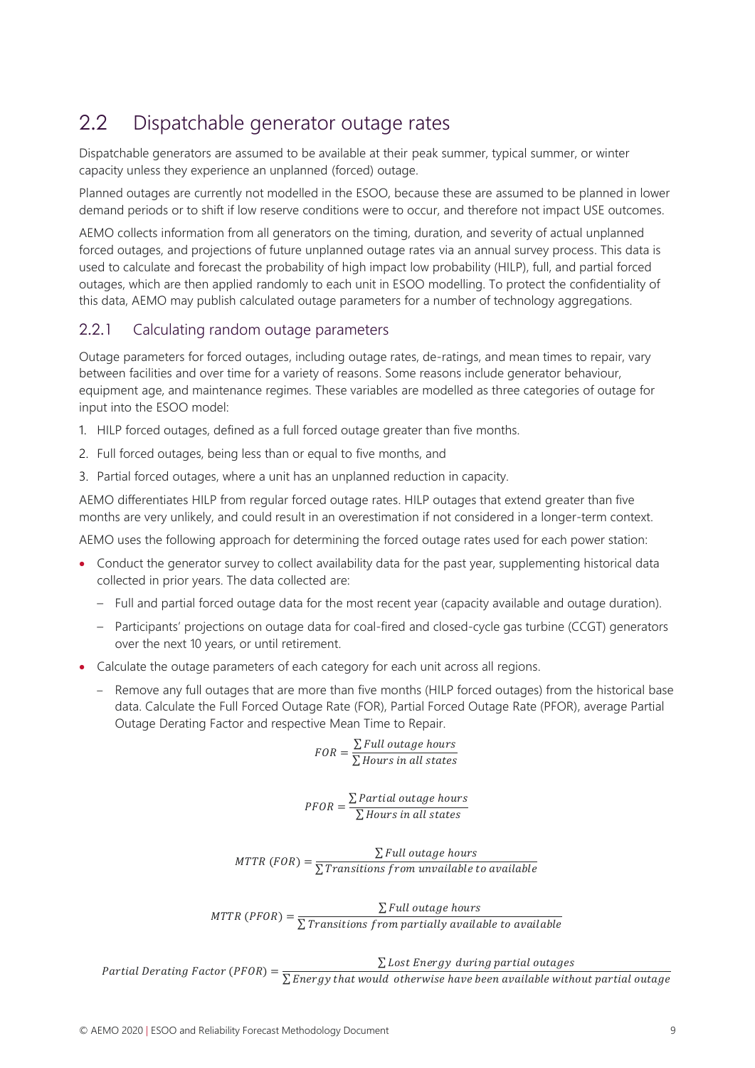## 2.2 Dispatchable generator outage rates

Dispatchable generators are assumed to be available at their peak summer, typical summer, or winter capacity unless they experience an unplanned (forced) outage.

Planned outages are currently not modelled in the ESOO, because these are assumed to be planned in lower demand periods or to shift if low reserve conditions were to occur, and therefore not impact USE outcomes.

AEMO collects information from all generators on the timing, duration, and severity of actual unplanned forced outages, and projections of future unplanned outage rates via an annual survey process. This data is used to calculate and forecast the probability of high impact low probability (HILP), full, and partial forced outages, which are then applied randomly to each unit in ESOO modelling. To protect the confidentiality of this data, AEMO may publish calculated outage parameters for a number of technology aggregations.

### 2.2.1 Calculating random outage parameters

Outage parameters for forced outages, including outage rates, de-ratings, and mean times to repair, vary between facilities and over time for a variety of reasons. Some reasons include generator behaviour, equipment age, and maintenance regimes. These variables are modelled as three categories of outage for input into the ESOO model:

1. HILP forced outages, defined as a full forced outage greater than five months.
2. Full forced outages, being less than or equal to five months, and
3. Partial forced outages, where a unit has an unplanned reduction in capacity.

AEMO differentiates HILP from regular forced outage rates. HILP outages that extend greater than five months are very unlikely, and could result in an overestimation if not considered in a longer-term context.

AEMO uses the following approach for determining the forced outage rates used for each power station:

- Conduct the generator survey to collect availability data for the past year, supplementing historical data collected in prior years. The data collected are:
  - Full and partial forced outage data for the most recent year (capacity available and outage duration).
  - Participants' projections on outage data for coal-fired and closed-cycle gas turbine (CCGT) generators over the next 10 years, or until retirement.
- Calculate the outage parameters of each category for each unit across all regions.
  - Remove any full outages that are more than five months (HILP forced outages) from the historical base data. Calculate the Full Forced Outage Rate (FOR), Partial Forced Outage Rate (PFOR), average Partial Outage Derating Factor and respective Mean Time to Repair.

$$FOR = \frac{\sum Full\ outage\ hours}{\sum Hours\ in\ all\ states}$$

$$PFOR = \frac{\sum Partial\ outage\ hours}{\sum Hours\ in\ all\ states}$$

$$MTTR\ (FOR) = \frac{\sum Full\ outage\ hours}{\sum Transitions\ from\ unvailable\ to\ available}$$

$$MTTR\ (PFOR) = \frac{\sum Full\ outage\ hours}{\sum Transitions\ from\ partially\ available\ to\ available}$$

$$Partial\ Derating\ Factor\ (PFOR) = \frac{\sum Lost\ Energy\ \ during\ partial\ outages}{\sum Energy\ that\ would\ \ otherwise\ have\ been\ available\ without\ partial\ outage}$$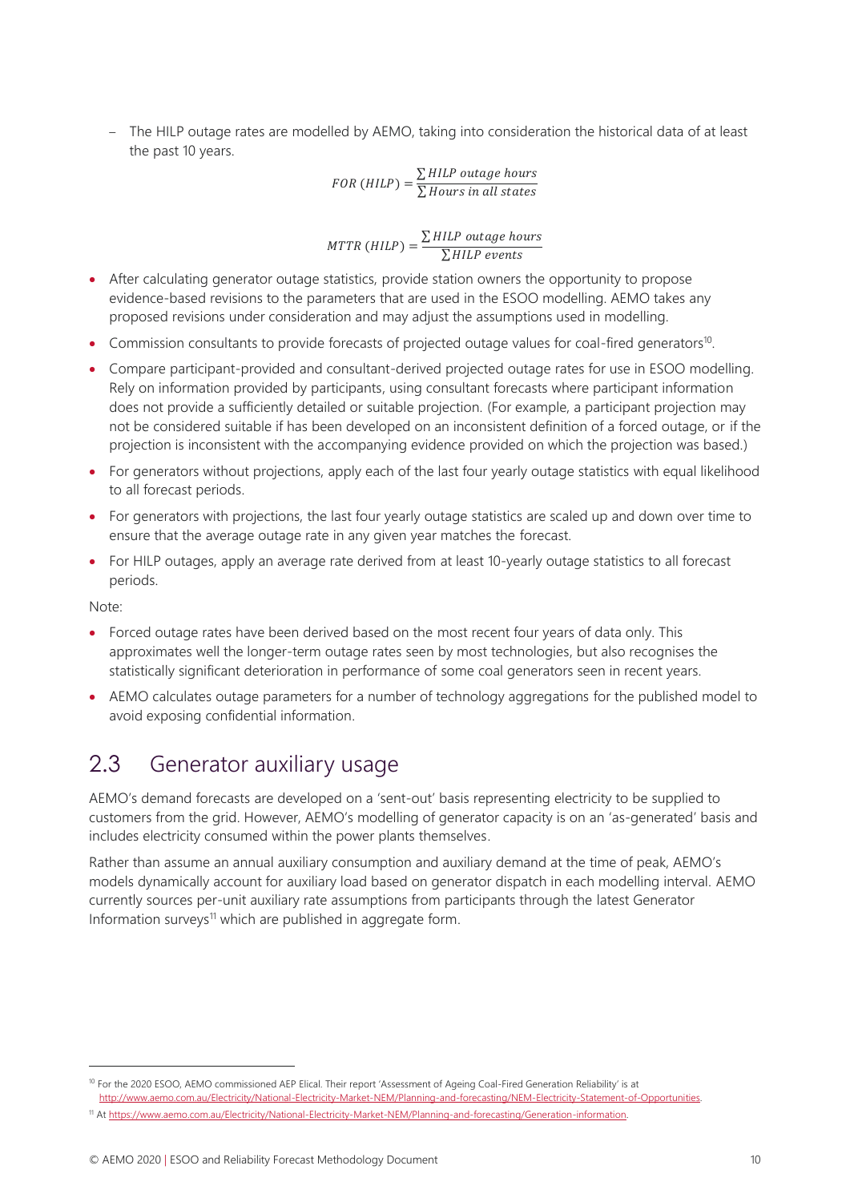- The HILP outage rates are modelled by AEMO, taking into consideration the historical data of at least the past 10 years.

$$FOR\ (HILP) = \frac{\sum HILP\ outage\ hours}{\sum Hours\ in\ all\ states}$$

$$MTTR\ (HILP) = \frac{\sum HILP\ outage\ hours}{\sum HILP\ events}$$

- After calculating generator outage statistics, provide station owners the opportunity to propose evidence-based revisions to the parameters that are used in the ESOO modelling. AEMO takes any proposed revisions under consideration and may adjust the assumptions used in modelling.
- Commission consultants to provide forecasts of projected outage values for coal-fired generators[10].
- Compare participant-provided and consultant-derived projected outage rates for use in ESOO modelling. Rely on information provided by participants, using consultant forecasts where participant information does not provide a sufficiently detailed or suitable projection. (For example, a participant projection may not be considered suitable if has been developed on an inconsistent definition of a forced outage, or if the projection is inconsistent with the accompanying evidence provided on which the projection was based.)
- For generators without projections, apply each of the last four yearly outage statistics with equal likelihood to all forecast periods.
- For generators with projections, the last four yearly outage statistics are scaled up and down over time to ensure that the average outage rate in any given year matches the forecast.
- For HILP outages, apply an average rate derived from at least 10-yearly outage statistics to all forecast periods.

Note:

- Forced outage rates have been derived based on the most recent four years of data only. This approximates well the longer-term outage rates seen by most technologies, but also recognises the statistically significant deterioration in performance of some coal generators seen in recent years.
- AEMO calculates outage parameters for a number of technology aggregations for the published model to avoid exposing confidential information.

## 2.3 Generator auxiliary usage

AEMO's demand forecasts are developed on a 'sent-out' basis representing electricity to be supplied to customers from the grid. However, AEMO's modelling of generator capacity is on an 'as-generated' basis and includes electricity consumed within the power plants themselves.

Rather than assume an annual auxiliary consumption and auxiliary demand at the time of peak, AEMO's models dynamically account for auxiliary load based on generator dispatch in each modelling interval. AEMO currently sources per-unit auxiliary rate assumptions from participants through the latest Generator Information surveys[11] which are published in aggregate form.

---

[10] For the 2020 ESOO, AEMO commissioned AEP Elical. Their report 'Assessment of Ageing Coal-Fired Generation Reliability' is at http://www.aemo.com.au/Electricity/National-Electricity-Market-NEM/Planning-and-forecasting/NEM-Electricity-Statement-of-Opportunities.

[11] At https://www.aemo.com.au/Electricity/National-Electricity-Market-NEM/Planning-and-forecasting/Generation-information.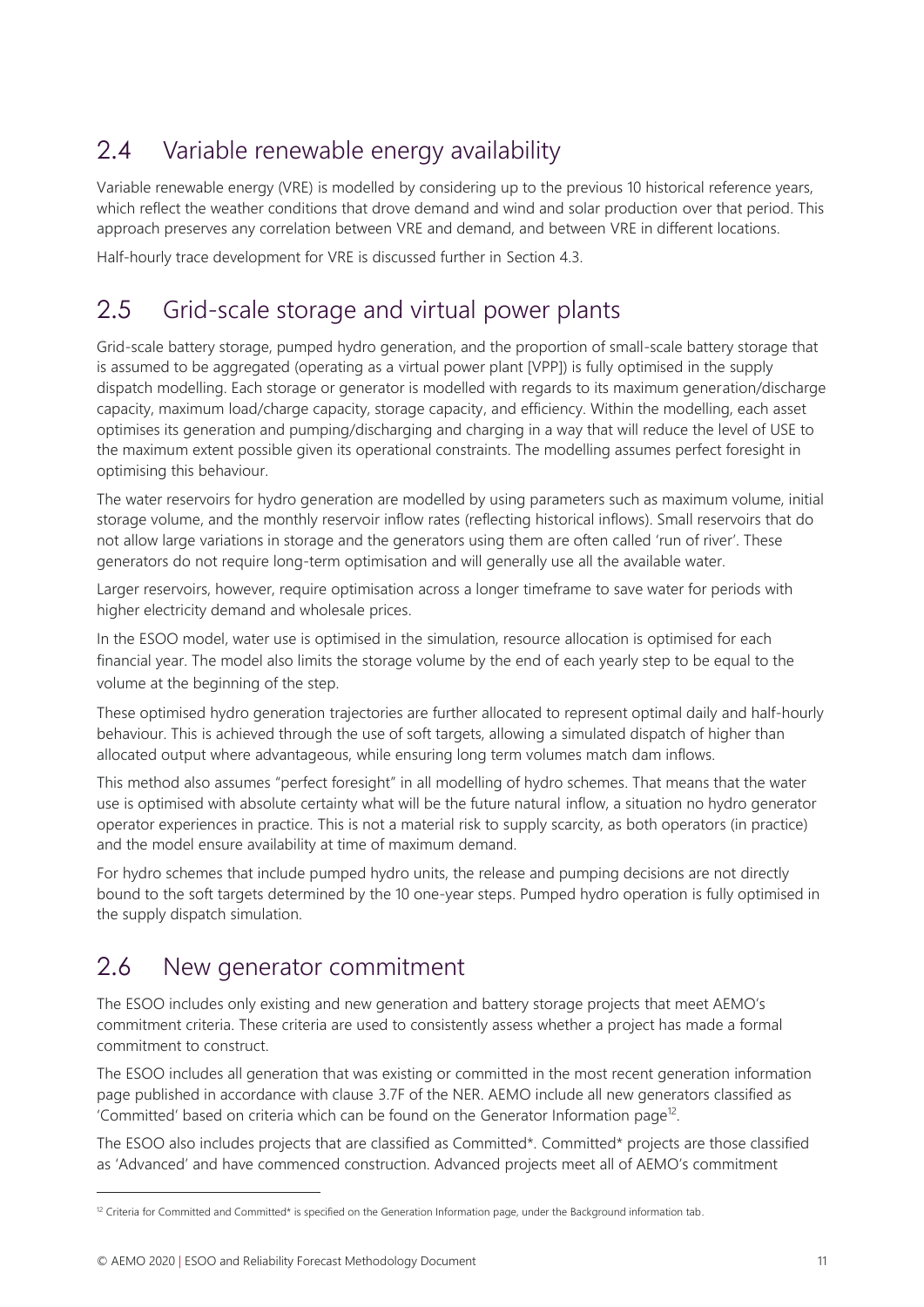## 2.4 Variable renewable energy availability

Variable renewable energy (VRE) is modelled by considering up to the previous 10 historical reference years, which reflect the weather conditions that drove demand and wind and solar production over that period. This approach preserves any correlation between VRE and demand, and between VRE in different locations.

Half-hourly trace development for VRE is discussed further in Section 4.3.

## 2.5 Grid-scale storage and virtual power plants

Grid-scale battery storage, pumped hydro generation, and the proportion of small-scale battery storage that is assumed to be aggregated (operating as a virtual power plant [VPP]) is fully optimised in the supply dispatch modelling. Each storage or generator is modelled with regards to its maximum generation/discharge capacity, maximum load/charge capacity, storage capacity, and efficiency. Within the modelling, each asset optimises its generation and pumping/discharging and charging in a way that will reduce the level of USE to the maximum extent possible given its operational constraints. The modelling assumes perfect foresight in optimising this behaviour.

The water reservoirs for hydro generation are modelled by using parameters such as maximum volume, initial storage volume, and the monthly reservoir inflow rates (reflecting historical inflows). Small reservoirs that do not allow large variations in storage and the generators using them are often called 'run of river'. These generators do not require long-term optimisation and will generally use all the available water.

Larger reservoirs, however, require optimisation across a longer timeframe to save water for periods with higher electricity demand and wholesale prices.

In the ESOO model, water use is optimised in the simulation, resource allocation is optimised for each financial year. The model also limits the storage volume by the end of each yearly step to be equal to the volume at the beginning of the step.

These optimised hydro generation trajectories are further allocated to represent optimal daily and half-hourly behaviour. This is achieved through the use of soft targets, allowing a simulated dispatch of higher than allocated output where advantageous, while ensuring long term volumes match dam inflows.

This method also assumes "perfect foresight" in all modelling of hydro schemes. That means that the water use is optimised with absolute certainty what will be the future natural inflow, a situation no hydro generator operator experiences in practice. This is not a material risk to supply scarcity, as both operators (in practice) and the model ensure availability at time of maximum demand.

For hydro schemes that include pumped hydro units, the release and pumping decisions are not directly bound to the soft targets determined by the 10 one-year steps. Pumped hydro operation is fully optimised in the supply dispatch simulation.

## 2.6 New generator commitment

The ESOO includes only existing and new generation and battery storage projects that meet AEMO's commitment criteria. These criteria are used to consistently assess whether a project has made a formal commitment to construct.

The ESOO includes all generation that was existing or committed in the most recent generation information page published in accordance with clause 3.7F of the NER. AEMO include all new generators classified as 'Committed' based on criteria which can be found on the Generator Information page[12].

The ESOO also includes projects that are classified as Committed*. Committed* projects are those classified as 'Advanced' and have commenced construction. Advanced projects meet all of AEMO's commitment

[12] Criteria for Committed and Committed* is specified on the Generation Information page, under the Background information tab.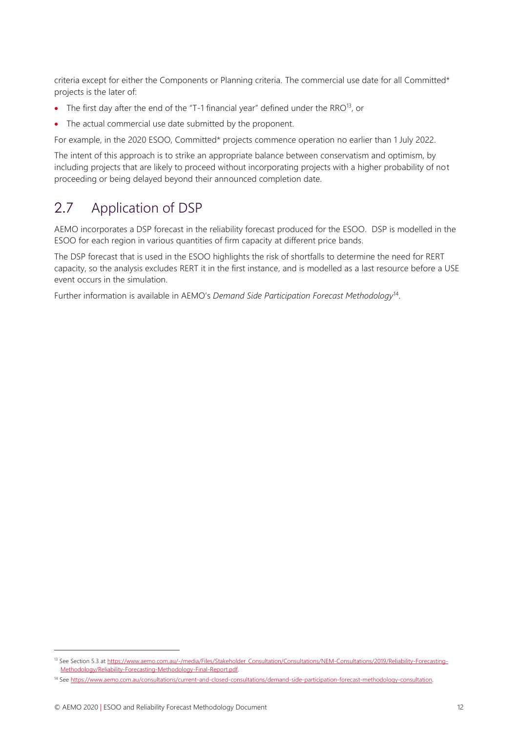criteria except for either the Components or Planning criteria. The commercial use date for all Committed* projects is the later of:

- The first day after the end of the "T-1 financial year" defined under the RRO[13], or
- The actual commercial use date submitted by the proponent.

For example, in the 2020 ESOO, Committed* projects commence operation no earlier than 1 July 2022.

The intent of this approach is to strike an appropriate balance between conservatism and optimism, by including projects that are likely to proceed without incorporating projects with a higher probability of not proceeding or being delayed beyond their announced completion date.

## 2.7 Application of DSP

AEMO incorporates a DSP forecast in the reliability forecast produced for the ESOO. DSP is modelled in the ESOO for each region in various quantities of firm capacity at different price bands.

The DSP forecast that is used in the ESOO highlights the risk of shortfalls to determine the need for RERT capacity, so the analysis excludes RERT it in the first instance, and is modelled as a last resource before a USE event occurs in the simulation.

Further information is available in AEMO's *Demand Side Participation Forecast Methodology*[14].

---

[13] See Section 5.3 at https://www.aemo.com.au/-/media/Files/Stakeholder_Consultation/Consultations/NEM-Consultations/2019/Reliability-Forecasting-Methodology/Reliability-Forecasting-Methodology-Final-Report.pdf.

[14] See https://www.aemo.com.au/consultations/current-and-closed-consultations/demand-side-participation-forecast-methodology-consultation.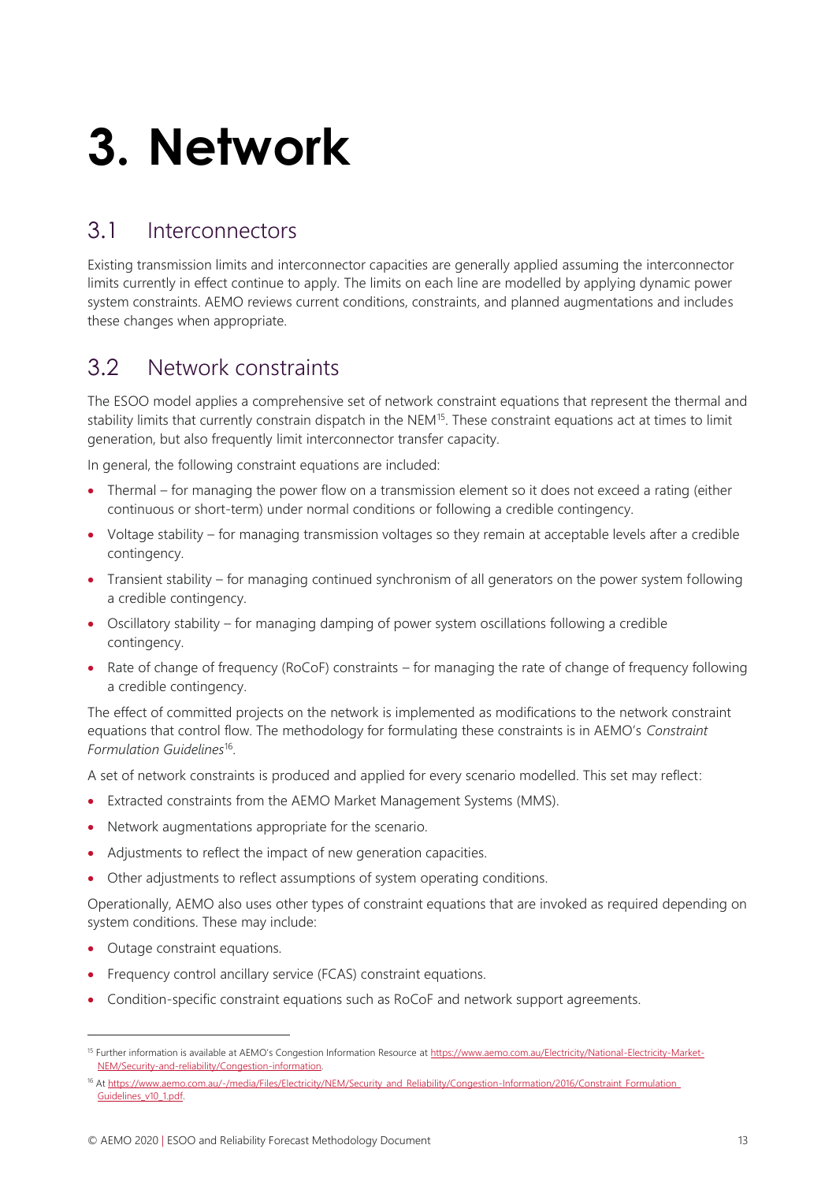# 3. Network

## 3.1 Interconnectors

Existing transmission limits and interconnector capacities are generally applied assuming the interconnector limits currently in effect continue to apply. The limits on each line are modelled by applying dynamic power system constraints. AEMO reviews current conditions, constraints, and planned augmentations and includes these changes when appropriate.

## 3.2 Network constraints

The ESOO model applies a comprehensive set of network constraint equations that represent the thermal and stability limits that currently constrain dispatch in the NEM[15]. These constraint equations act at times to limit generation, but also frequently limit interconnector transfer capacity.

In general, the following constraint equations are included:

- Thermal – for managing the power flow on a transmission element so it does not exceed a rating (either continuous or short-term) under normal conditions or following a credible contingency.
- Voltage stability – for managing transmission voltages so they remain at acceptable levels after a credible contingency.
- Transient stability – for managing continued synchronism of all generators on the power system following a credible contingency.
- Oscillatory stability – for managing damping of power system oscillations following a credible contingency.
- Rate of change of frequency (RoCoF) constraints – for managing the rate of change of frequency following a credible contingency.

The effect of committed projects on the network is implemented as modifications to the network constraint equations that control flow. The methodology for formulating these constraints is in AEMO's *Constraint Formulation Guidelines*[16].

A set of network constraints is produced and applied for every scenario modelled. This set may reflect:

- Extracted constraints from the AEMO Market Management Systems (MMS).
- Network augmentations appropriate for the scenario.
- Adjustments to reflect the impact of new generation capacities.
- Other adjustments to reflect assumptions of system operating conditions.

Operationally, AEMO also uses other types of constraint equations that are invoked as required depending on system conditions. These may include:

- Outage constraint equations.
- Frequency control ancillary service (FCAS) constraint equations.
- Condition-specific constraint equations such as RoCoF and network support agreements.

---

[15] Further information is available at AEMO's Congestion Information Resource at https://www.aemo.com.au/Electricity/National-Electricity-Market-NEM/Security-and-reliability/Congestion-information.

[16] At https://www.aemo.com.au/-/media/Files/Electricity/NEM/Security_and_Reliability/Congestion-Information/2016/Constraint_Formulation_Guidelines_v10_1.pdf.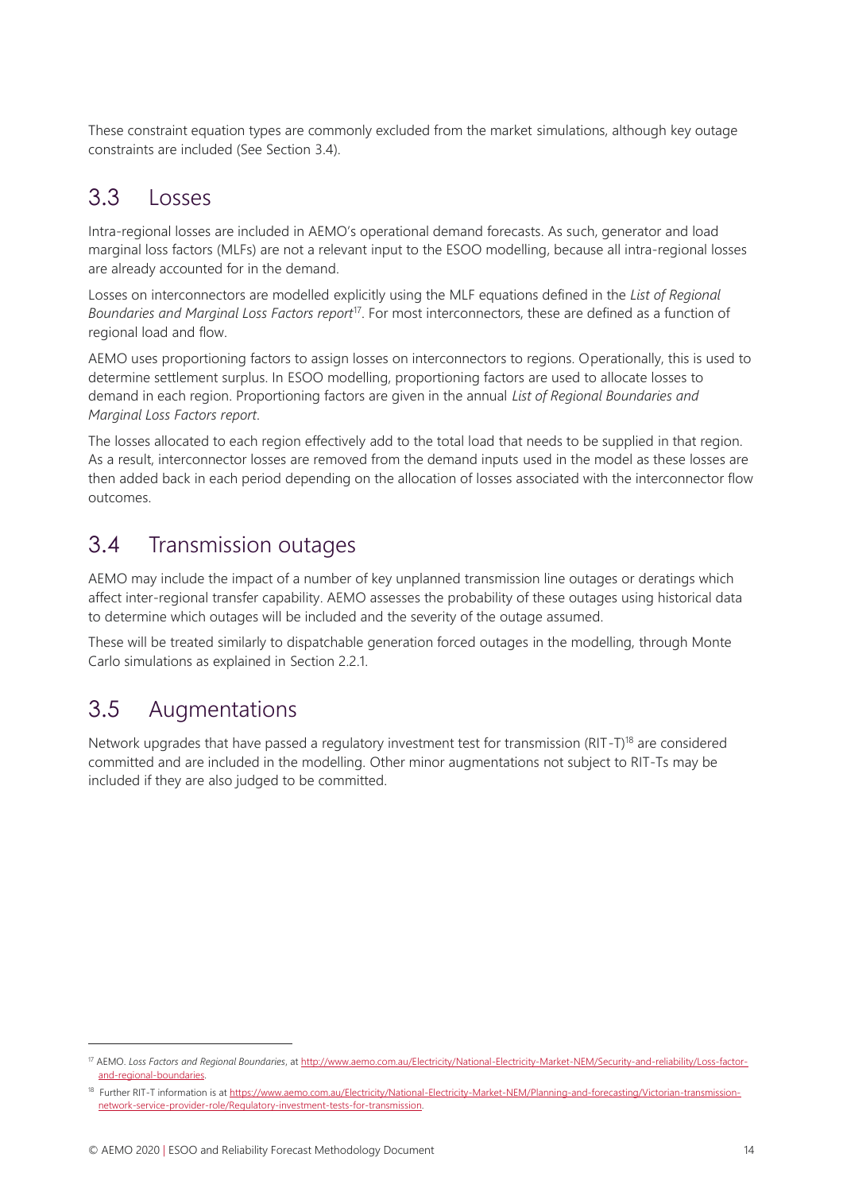These constraint equation types are commonly excluded from the market simulations, although key outage constraints are included (See Section 3.4).

## 3.3 Losses

Intra-regional losses are included in AEMO's operational demand forecasts. As such, generator and load marginal loss factors (MLFs) are not a relevant input to the ESOO modelling, because all intra-regional losses are already accounted for in the demand.

Losses on interconnectors are modelled explicitly using the MLF equations defined in the *List of Regional Boundaries and Marginal Loss Factors report*[17]. For most interconnectors, these are defined as a function of regional load and flow.

AEMO uses proportioning factors to assign losses on interconnectors to regions. Operationally, this is used to determine settlement surplus. In ESOO modelling, proportioning factors are used to allocate losses to demand in each region. Proportioning factors are given in the annual *List of Regional Boundaries and Marginal Loss Factors report*.

The losses allocated to each region effectively add to the total load that needs to be supplied in that region. As a result, interconnector losses are removed from the demand inputs used in the model as these losses are then added back in each period depending on the allocation of losses associated with the interconnector flow outcomes.

## 3.4 Transmission outages

AEMO may include the impact of a number of key unplanned transmission line outages or deratings which affect inter-regional transfer capability. AEMO assesses the probability of these outages using historical data to determine which outages will be included and the severity of the outage assumed.

These will be treated similarly to dispatchable generation forced outages in the modelling, through Monte Carlo simulations as explained in Section 2.2.1.

## 3.5 Augmentations

Network upgrades that have passed a regulatory investment test for transmission (RIT-T)[18] are considered committed and are included in the modelling. Other minor augmentations not subject to RIT-Ts may be included if they are also judged to be committed.

---

[17] AEMO. *Loss Factors and Regional Boundaries*, at http://www.aemo.com.au/Electricity/National-Electricity-Market-NEM/Security-and-reliability/Loss-factor-and-regional-boundaries.

[18] Further RIT-T information is at https://www.aemo.com.au/Electricity/National-Electricity-Market-NEM/Planning-and-forecasting/Victorian-transmission-network-service-provider-role/Regulatory-investment-tests-for-transmission.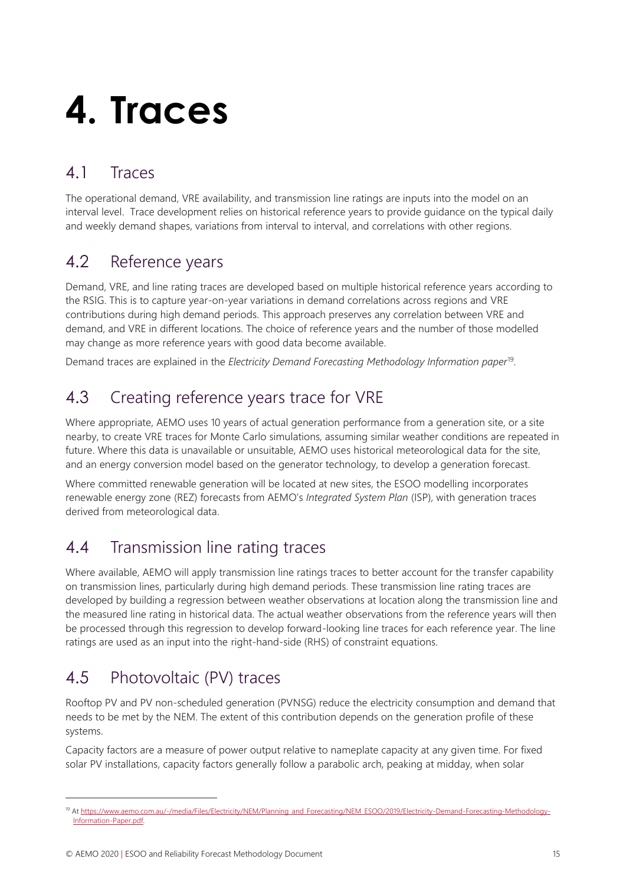# 4. Traces

## 4.1 Traces

The operational demand, VRE availability, and transmission line ratings are inputs into the model on an interval level. Trace development relies on historical reference years to provide guidance on the typical daily and weekly demand shapes, variations from interval to interval, and correlations with other regions.

## 4.2 Reference years

Demand, VRE, and line rating traces are developed based on multiple historical reference years according to the RSIG. This is to capture year-on-year variations in demand correlations across regions and VRE contributions during high demand periods. This approach preserves any correlation between VRE and demand, and VRE in different locations. The choice of reference years and the number of those modelled may change as more reference years with good data become available.

Demand traces are explained in the *Electricity Demand Forecasting Methodology Information paper*[19].

## 4.3 Creating reference years trace for VRE

Where appropriate, AEMO uses 10 years of actual generation performance from a generation site, or a site nearby, to create VRE traces for Monte Carlo simulations, assuming similar weather conditions are repeated in future. Where this data is unavailable or unsuitable, AEMO uses historical meteorological data for the site, and an energy conversion model based on the generator technology, to develop a generation forecast.

Where committed renewable generation will be located at new sites, the ESOO modelling incorporates renewable energy zone (REZ) forecasts from AEMO's *Integrated System Plan* (ISP), with generation traces derived from meteorological data.

## 4.4 Transmission line rating traces

Where available, AEMO will apply transmission line ratings traces to better account for the transfer capability on transmission lines, particularly during high demand periods. These transmission line rating traces are developed by building a regression between weather observations at location along the transmission line and the measured line rating in historical data. The actual weather observations from the reference years will then be processed through this regression to develop forward-looking line traces for each reference year. The line ratings are used as an input into the right-hand-side (RHS) of constraint equations.

## 4.5 Photovoltaic (PV) traces

Rooftop PV and PV non-scheduled generation (PVNSG) reduce the electricity consumption and demand that needs to be met by the NEM. The extent of this contribution depends on the generation profile of these systems.

Capacity factors are a measure of power output relative to nameplate capacity at any given time. For fixed solar PV installations, capacity factors generally follow a parabolic arch, peaking at midday, when solar

---

[19] At https://www.aemo.com.au/-/media/Files/Electricity/NEM/Planning_and_Forecasting/NEM_ESOO/2019/Electricity-Demand-Forecasting-Methodology-Information-Paper.pdf.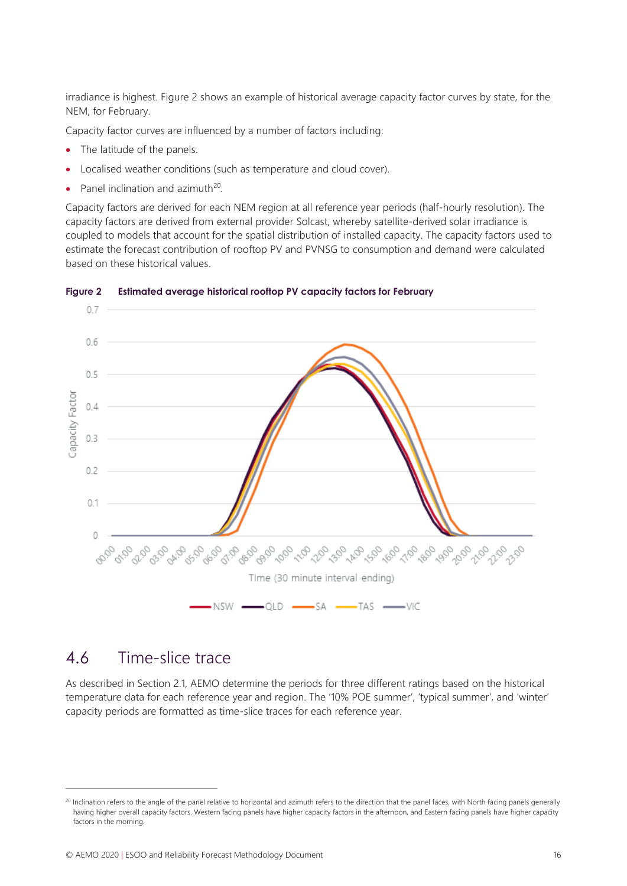irradiance is highest. Figure 2 shows an example of historical average capacity factor curves by state, for the NEM, for February.

Capacity factor curves are influenced by a number of factors including:

- The latitude of the panels.
- Localised weather conditions (such as temperature and cloud cover).
- Panel inclination and azimuth[20].

Capacity factors are derived for each NEM region at all reference year periods (half-hourly resolution). The capacity factors are derived from external provider Solcast, whereby satellite-derived solar irradiance is coupled to models that account for the spatial distribution of installed capacity. The capacity factors used to estimate the forecast contribution of rooftop PV and PVNSG to consumption and demand were calculated based on these historical values.

**Figure 2 Estimated average historical rooftop PV capacity factors for February**

## 4.6 Time-slice trace

As described in Section 2.1, AEMO determine the periods for three different ratings based on the historical temperature data for each reference year and region. The '10% POE summer', 'typical summer', and 'winter' capacity periods are formatted as time-slice traces for each reference year.

[20] Inclination refers to the angle of the panel relative to horizontal and azimuth refers to the direction that the panel faces, with North facing panels generally having higher overall capacity factors. Western facing panels have higher capacity factors in the afternoon, and Eastern facing panels have higher capacity factors in the morning.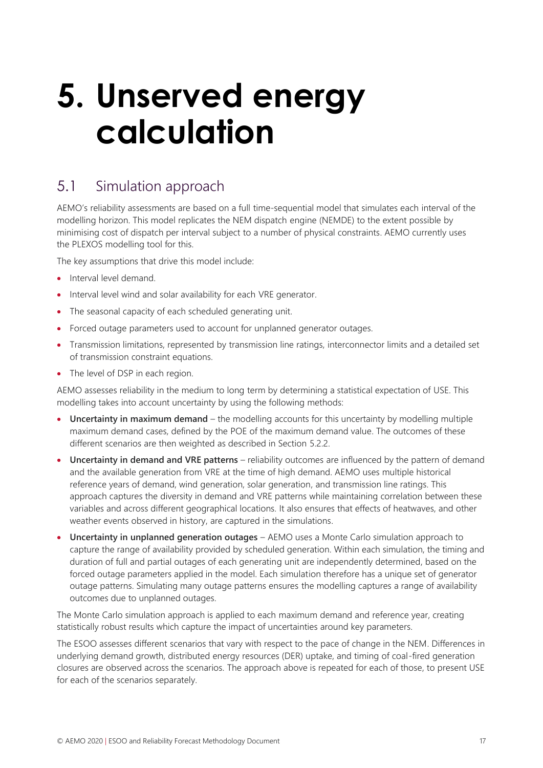# 5. Unserved energy calculation

## 5.1 Simulation approach

AEMO's reliability assessments are based on a full time-sequential model that simulates each interval of the modelling horizon. This model replicates the NEM dispatch engine (NEMDE) to the extent possible by minimising cost of dispatch per interval subject to a number of physical constraints. AEMO currently uses the PLEXOS modelling tool for this.

The key assumptions that drive this model include:

- Interval level demand.
- Interval level wind and solar availability for each VRE generator.
- The seasonal capacity of each scheduled generating unit.
- Forced outage parameters used to account for unplanned generator outages.
- Transmission limitations, represented by transmission line ratings, interconnector limits and a detailed set of transmission constraint equations.
- The level of DSP in each region.

AEMO assesses reliability in the medium to long term by determining a statistical expectation of USE. This modelling takes into account uncertainty by using the following methods:

- **Uncertainty in maximum demand** – the modelling accounts for this uncertainty by modelling multiple maximum demand cases, defined by the POE of the maximum demand value. The outcomes of these different scenarios are then weighted as described in Section 5.2.2.
- **Uncertainty in demand and VRE patterns** – reliability outcomes are influenced by the pattern of demand and the available generation from VRE at the time of high demand. AEMO uses multiple historical reference years of demand, wind generation, solar generation, and transmission line ratings. This approach captures the diversity in demand and VRE patterns while maintaining correlation between these variables and across different geographical locations. It also ensures that effects of heatwaves, and other weather events observed in history, are captured in the simulations.
- **Uncertainty in unplanned generation outages** – AEMO uses a Monte Carlo simulation approach to capture the range of availability provided by scheduled generation. Within each simulation, the timing and duration of full and partial outages of each generating unit are independently determined, based on the forced outage parameters applied in the model. Each simulation therefore has a unique set of generator outage patterns. Simulating many outage patterns ensures the modelling captures a range of availability outcomes due to unplanned outages.

The Monte Carlo simulation approach is applied to each maximum demand and reference year, creating statistically robust results which capture the impact of uncertainties around key parameters.

The ESOO assesses different scenarios that vary with respect to the pace of change in the NEM. Differences in underlying demand growth, distributed energy resources (DER) uptake, and timing of coal-fired generation closures are observed across the scenarios. The approach above is repeated for each of those, to present USE for each of the scenarios separately.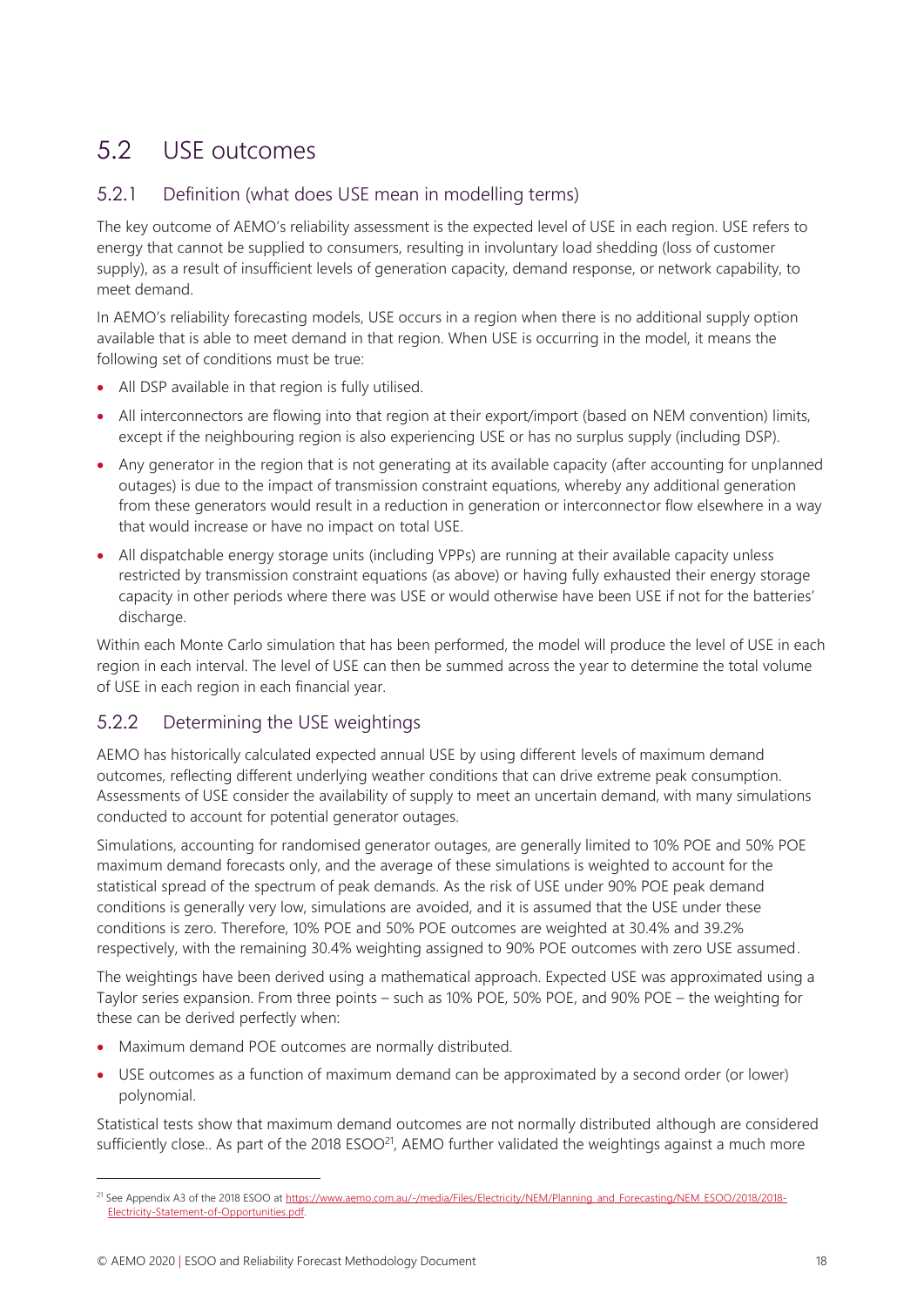## 5.2 USE outcomes

### 5.2.1 Definition (what does USE mean in modelling terms)

The key outcome of AEMO's reliability assessment is the expected level of USE in each region. USE refers to energy that cannot be supplied to consumers, resulting in involuntary load shedding (loss of customer supply), as a result of insufficient levels of generation capacity, demand response, or network capability, to meet demand.

In AEMO's reliability forecasting models, USE occurs in a region when there is no additional supply option available that is able to meet demand in that region. When USE is occurring in the model, it means the following set of conditions must be true:

- All DSP available in that region is fully utilised.
- All interconnectors are flowing into that region at their export/import (based on NEM convention) limits, except if the neighbouring region is also experiencing USE or has no surplus supply (including DSP).
- Any generator in the region that is not generating at its available capacity (after accounting for unplanned outages) is due to the impact of transmission constraint equations, whereby any additional generation from these generators would result in a reduction in generation or interconnector flow elsewhere in a way that would increase or have no impact on total USE.
- All dispatchable energy storage units (including VPPs) are running at their available capacity unless restricted by transmission constraint equations (as above) or having fully exhausted their energy storage capacity in other periods where there was USE or would otherwise have been USE if not for the batteries' discharge.

Within each Monte Carlo simulation that has been performed, the model will produce the level of USE in each region in each interval. The level of USE can then be summed across the year to determine the total volume of USE in each region in each financial year.

### 5.2.2 Determining the USE weightings

AEMO has historically calculated expected annual USE by using different levels of maximum demand outcomes, reflecting different underlying weather conditions that can drive extreme peak consumption. Assessments of USE consider the availability of supply to meet an uncertain demand, with many simulations conducted to account for potential generator outages.

Simulations, accounting for randomised generator outages, are generally limited to 10% POE and 50% POE maximum demand forecasts only, and the average of these simulations is weighted to account for the statistical spread of the spectrum of peak demands. As the risk of USE under 90% POE peak demand conditions is generally very low, simulations are avoided, and it is assumed that the USE under these conditions is zero. Therefore, 10% POE and 50% POE outcomes are weighted at 30.4% and 39.2% respectively, with the remaining 30.4% weighting assigned to 90% POE outcomes with zero USE assumed.

The weightings have been derived using a mathematical approach. Expected USE was approximated using a Taylor series expansion. From three points – such as 10% POE, 50% POE, and 90% POE – the weighting for these can be derived perfectly when:

- Maximum demand POE outcomes are normally distributed.
- USE outcomes as a function of maximum demand can be approximated by a second order (or lower) polynomial.

Statistical tests show that maximum demand outcomes are not normally distributed although are considered sufficiently close.. As part of the 2018 ESOO[21], AEMO further validated the weightings against a much more

[21] See Appendix A3 of the 2018 ESOO at https://www.aemo.com.au/-/media/Files/Electricity/NEM/Planning_and_Forecasting/NEM_ESOO/2018/2018-Electricity-Statement-of-Opportunities.pdf.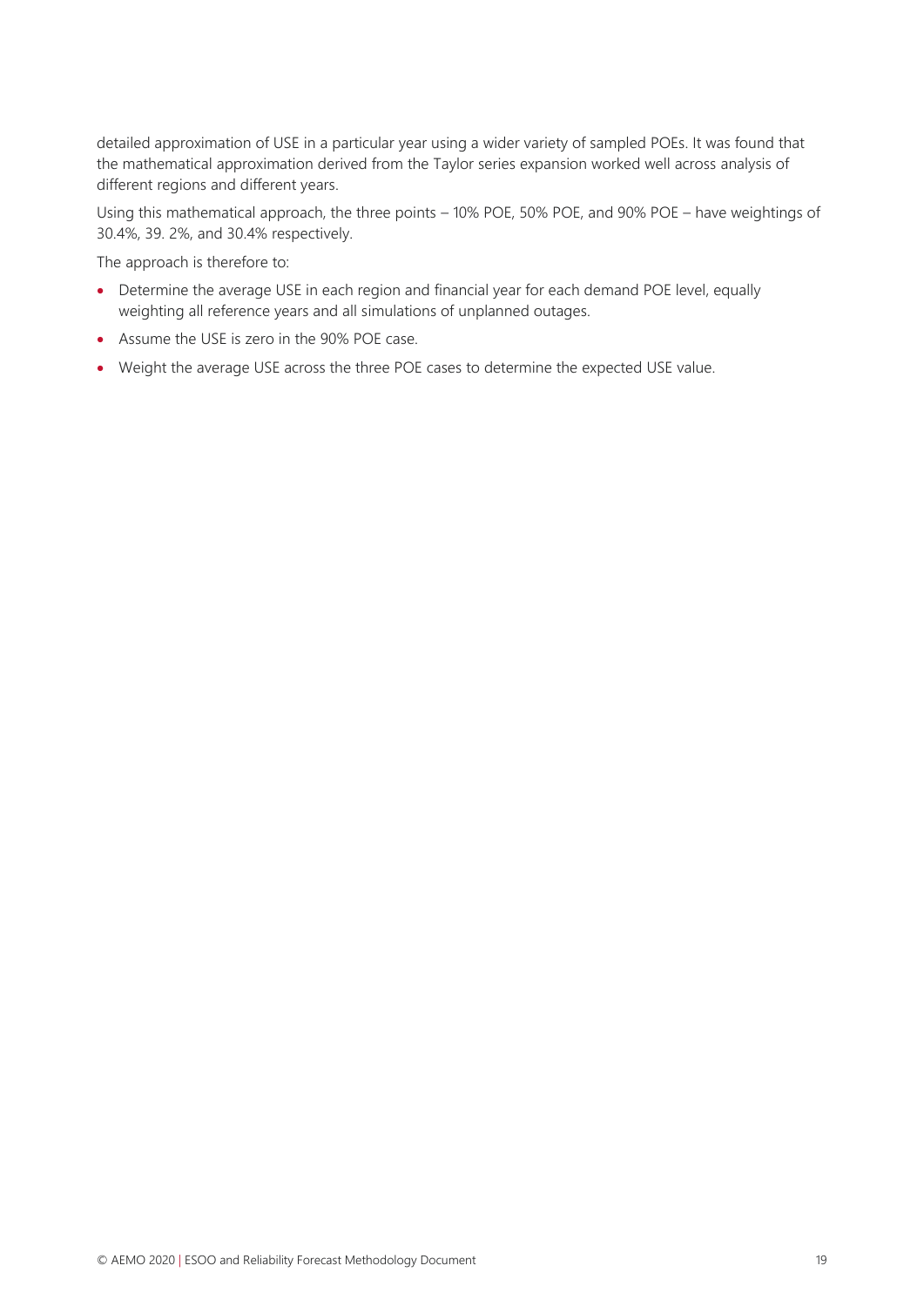detailed approximation of USE in a particular year using a wider variety of sampled POEs. It was found that the mathematical approximation derived from the Taylor series expansion worked well across analysis of different regions and different years.

Using this mathematical approach, the three points – 10% POE, 50% POE, and 90% POE – have weightings of 30.4%, 39. 2%, and 30.4% respectively.

The approach is therefore to:

- Determine the average USE in each region and financial year for each demand POE level, equally weighting all reference years and all simulations of unplanned outages.
- Assume the USE is zero in the 90% POE case.
- Weight the average USE across the three POE cases to determine the expected USE value.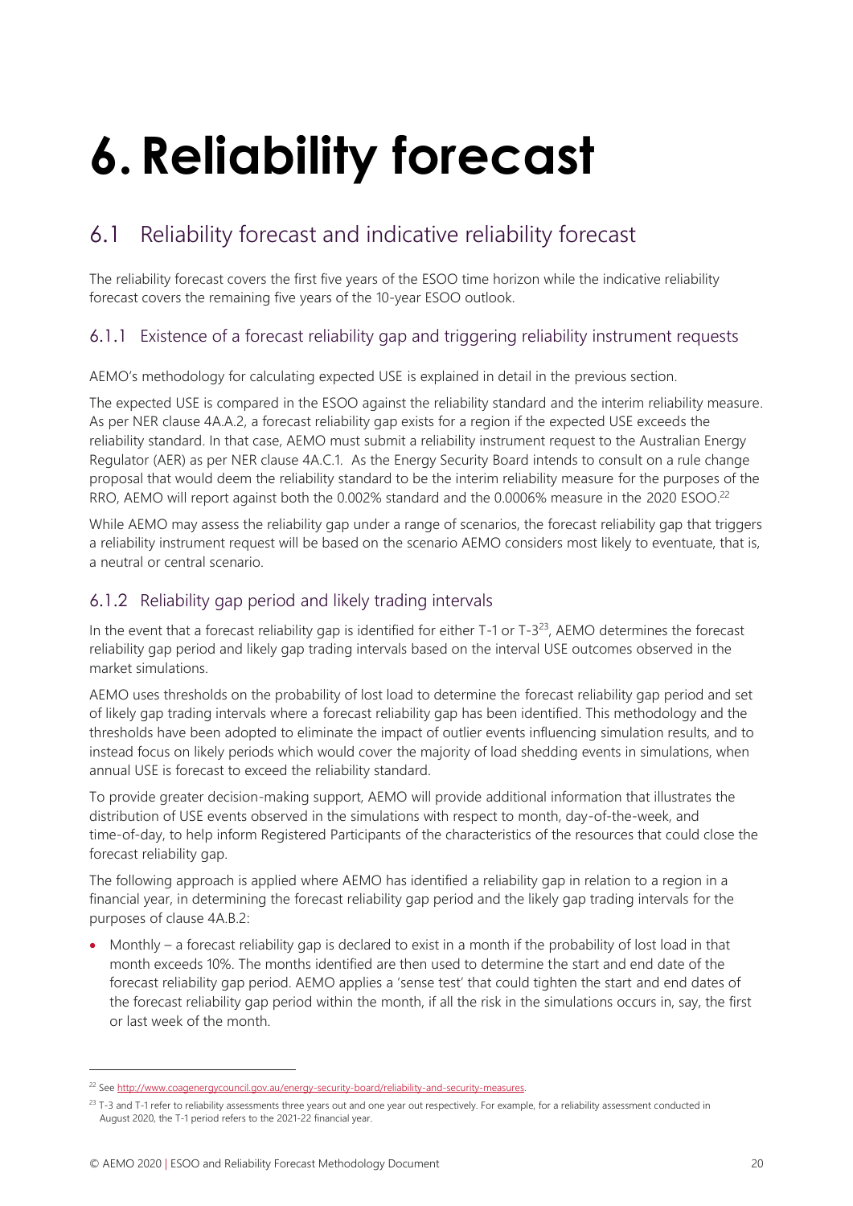# 6. Reliability forecast

## 6.1 Reliability forecast and indicative reliability forecast

The reliability forecast covers the first five years of the ESOO time horizon while the indicative reliability forecast covers the remaining five years of the 10-year ESOO outlook.

### 6.1.1 Existence of a forecast reliability gap and triggering reliability instrument requests

AEMO's methodology for calculating expected USE is explained in detail in the previous section.

The expected USE is compared in the ESOO against the reliability standard and the interim reliability measure. As per NER clause 4A.A.2, a forecast reliability gap exists for a region if the expected USE exceeds the reliability standard. In that case, AEMO must submit a reliability instrument request to the Australian Energy Regulator (AER) as per NER clause 4A.C.1. As the Energy Security Board intends to consult on a rule change proposal that would deem the reliability standard to be the interim reliability measure for the purposes of the RRO, AEMO will report against both the 0.002% standard and the 0.0006% measure in the 2020 ESOO.[22]

While AEMO may assess the reliability gap under a range of scenarios, the forecast reliability gap that triggers a reliability instrument request will be based on the scenario AEMO considers most likely to eventuate, that is, a neutral or central scenario.

### 6.1.2 Reliability gap period and likely trading intervals

In the event that a forecast reliability gap is identified for either T-1 or T-3[23], AEMO determines the forecast reliability gap period and likely gap trading intervals based on the interval USE outcomes observed in the market simulations.

AEMO uses thresholds on the probability of lost load to determine the forecast reliability gap period and set of likely gap trading intervals where a forecast reliability gap has been identified. This methodology and the thresholds have been adopted to eliminate the impact of outlier events influencing simulation results, and to instead focus on likely periods which would cover the majority of load shedding events in simulations, when annual USE is forecast to exceed the reliability standard.

To provide greater decision-making support, AEMO will provide additional information that illustrates the distribution of USE events observed in the simulations with respect to month, day-of-the-week, and time-of-day, to help inform Registered Participants of the characteristics of the resources that could close the forecast reliability gap.

The following approach is applied where AEMO has identified a reliability gap in relation to a region in a financial year, in determining the forecast reliability gap period and the likely gap trading intervals for the purposes of clause 4A.B.2:

- Monthly – a forecast reliability gap is declared to exist in a month if the probability of lost load in that month exceeds 10%. The months identified are then used to determine the start and end date of the forecast reliability gap period. AEMO applies a 'sense test' that could tighten the start and end dates of the forecast reliability gap period within the month, if all the risk in the simulations occurs in, say, the first or last week of the month.

---

[22] See http://www.coagenergycouncil.gov.au/energy-security-board/reliability-and-security-measures.

[23] T-3 and T-1 refer to reliability assessments three years out and one year out respectively. For example, for a reliability assessment conducted in August 2020, the T-1 period refers to the 2021-22 financial year.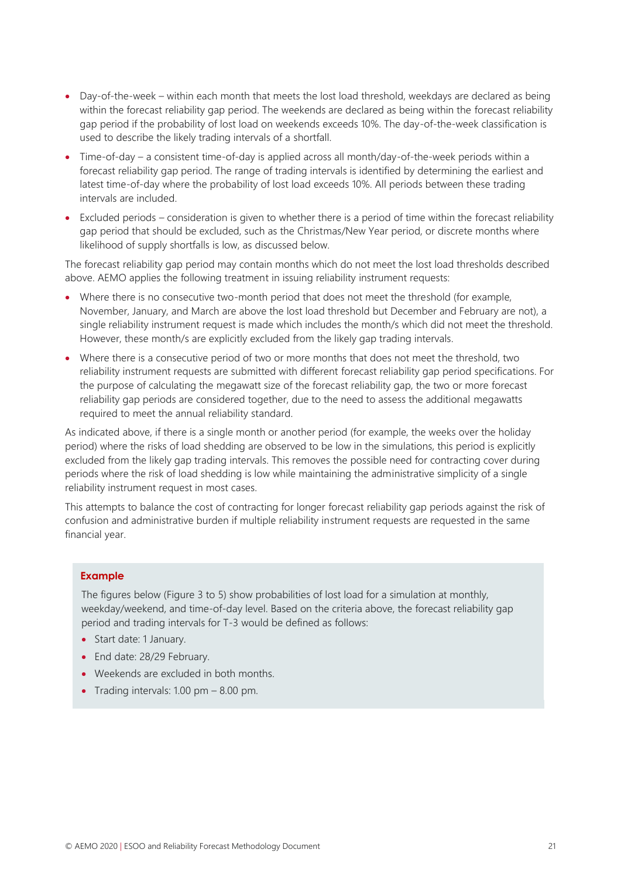- Day-of-the-week – within each month that meets the lost load threshold, weekdays are declared as being within the forecast reliability gap period. The weekends are declared as being within the forecast reliability gap period if the probability of lost load on weekends exceeds 10%. The day-of-the-week classification is used to describe the likely trading intervals of a shortfall.
- Time-of-day – a consistent time-of-day is applied across all month/day-of-the-week periods within a forecast reliability gap period. The range of trading intervals is identified by determining the earliest and latest time-of-day where the probability of lost load exceeds 10%. All periods between these trading intervals are included.
- Excluded periods – consideration is given to whether there is a period of time within the forecast reliability gap period that should be excluded, such as the Christmas/New Year period, or discrete months where likelihood of supply shortfalls is low, as discussed below.

The forecast reliability gap period may contain months which do not meet the lost load thresholds described above. AEMO applies the following treatment in issuing reliability instrument requests:

- Where there is no consecutive two-month period that does not meet the threshold (for example, November, January, and March are above the lost load threshold but December and February are not), a single reliability instrument request is made which includes the month/s which did not meet the threshold. However, these month/s are explicitly excluded from the likely gap trading intervals.
- Where there is a consecutive period of two or more months that does not meet the threshold, two reliability instrument requests are submitted with different forecast reliability gap period specifications. For the purpose of calculating the megawatt size of the forecast reliability gap, the two or more forecast reliability gap periods are considered together, due to the need to assess the additional megawatts required to meet the annual reliability standard.

As indicated above, if there is a single month or another period (for example, the weeks over the holiday period) where the risks of load shedding are observed to be low in the simulations, this period is explicitly excluded from the likely gap trading intervals. This removes the possible need for contracting cover during periods where the risk of load shedding is low while maintaining the administrative simplicity of a single reliability instrument request in most cases.

This attempts to balance the cost of contracting for longer forecast reliability gap periods against the risk of confusion and administrative burden if multiple reliability instrument requests are requested in the same financial year.

**Example**

The figures below (Figure 3 to 5) show probabilities of lost load for a simulation at monthly, weekday/weekend, and time-of-day level. Based on the criteria above, the forecast reliability gap period and trading intervals for T-3 would be defined as follows:

- Start date: 1 January.
- End date: 28/29 February.
- Weekends are excluded in both months.
- Trading intervals: 1.00 pm – 8.00 pm.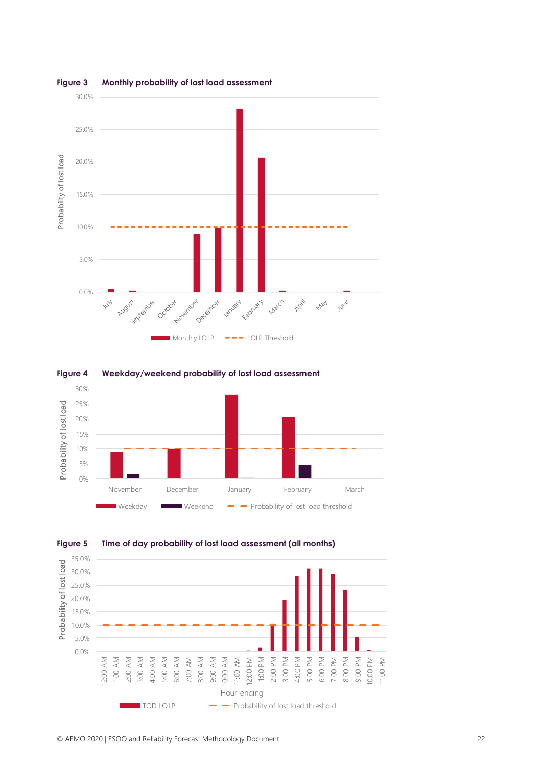**Figure 3 Monthly probability of lost load assessment**

**Figure 4 Weekday/weekend probability of lost load assessment**

**Figure 5 Time of day probability of lost load assessment (all months)**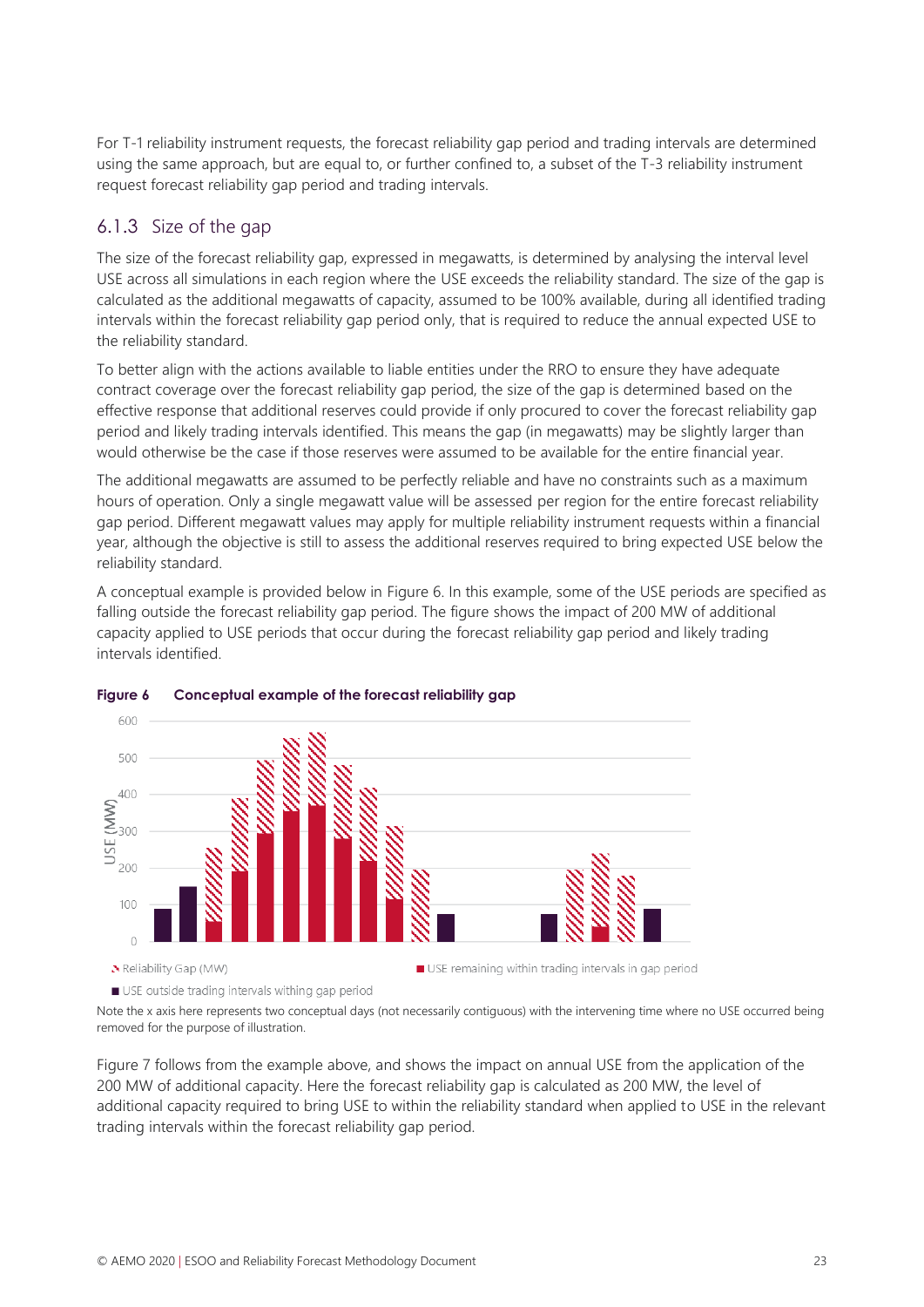For T-1 reliability instrument requests, the forecast reliability gap period and trading intervals are determined using the same approach, but are equal to, or further confined to, a subset of the T-3 reliability instrument request forecast reliability gap period and trading intervals.

### 6.1.3 Size of the gap

The size of the forecast reliability gap, expressed in megawatts, is determined by analysing the interval level USE across all simulations in each region where the USE exceeds the reliability standard. The size of the gap is calculated as the additional megawatts of capacity, assumed to be 100% available, during all identified trading intervals within the forecast reliability gap period only, that is required to reduce the annual expected USE to the reliability standard.

To better align with the actions available to liable entities under the RRO to ensure they have adequate contract coverage over the forecast reliability gap period, the size of the gap is determined based on the effective response that additional reserves could provide if only procured to cover the forecast reliability gap period and likely trading intervals identified. This means the gap (in megawatts) may be slightly larger than would otherwise be the case if those reserves were assumed to be available for the entire financial year.

The additional megawatts are assumed to be perfectly reliable and have no constraints such as a maximum hours of operation. Only a single megawatt value will be assessed per region for the entire forecast reliability gap period. Different megawatt values may apply for multiple reliability instrument requests within a financial year, although the objective is still to assess the additional reserves required to bring expected USE below the reliability standard.

A conceptual example is provided below in Figure 6. In this example, some of the USE periods are specified as falling outside the forecast reliability gap period. The figure shows the impact of 200 MW of additional capacity applied to USE periods that occur during the forecast reliability gap period and likely trading intervals identified.

**Figure 6 Conceptual example of the forecast reliability gap**

Note the x axis here represents two conceptual days (not necessarily contiguous) with the intervening time where no USE occurred being removed for the purpose of illustration.

Figure 7 follows from the example above, and shows the impact on annual USE from the application of the 200 MW of additional capacity. Here the forecast reliability gap is calculated as 200 MW, the level of additional capacity required to bring USE to within the reliability standard when applied to USE in the relevant trading intervals within the forecast reliability gap period.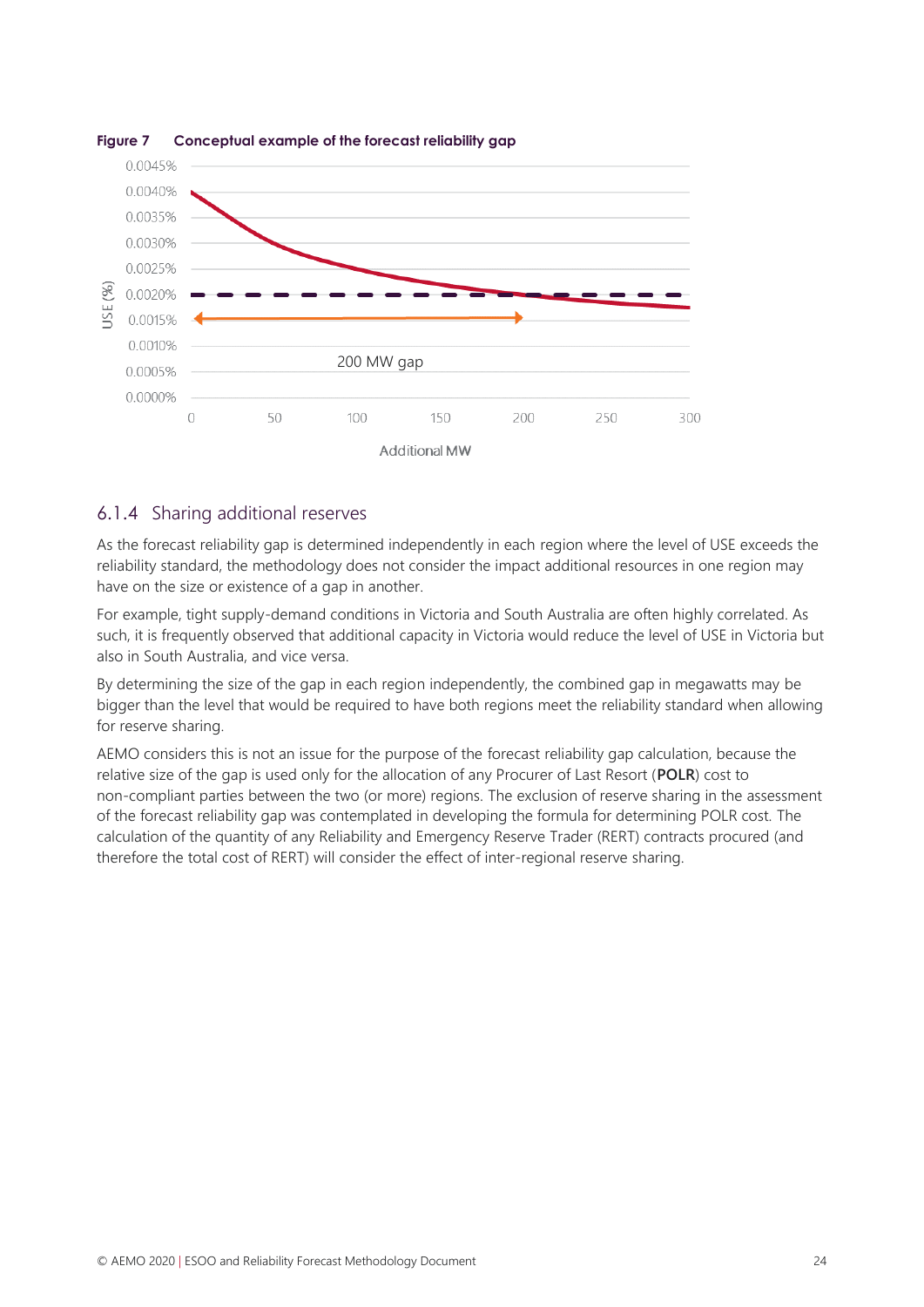**Figure 7 Conceptual example of the forecast reliability gap**

### 6.1.4 Sharing additional reserves

As the forecast reliability gap is determined independently in each region where the level of USE exceeds the reliability standard, the methodology does not consider the impact additional resources in one region may have on the size or existence of a gap in another.

For example, tight supply-demand conditions in Victoria and South Australia are often highly correlated. As such, it is frequently observed that additional capacity in Victoria would reduce the level of USE in Victoria but also in South Australia, and vice versa.

By determining the size of the gap in each region independently, the combined gap in megawatts may be bigger than the level that would be required to have both regions meet the reliability standard when allowing for reserve sharing.

AEMO considers this is not an issue for the purpose of the forecast reliability gap calculation, because the relative size of the gap is used only for the allocation of any Procurer of Last Resort (**POLR**) cost to non-compliant parties between the two (or more) regions. The exclusion of reserve sharing in the assessment of the forecast reliability gap was contemplated in developing the formula for determining POLR cost. The calculation of the quantity of any Reliability and Emergency Reserve Trader (RERT) contracts procured (and therefore the total cost of RERT) will consider the effect of inter-regional reserve sharing.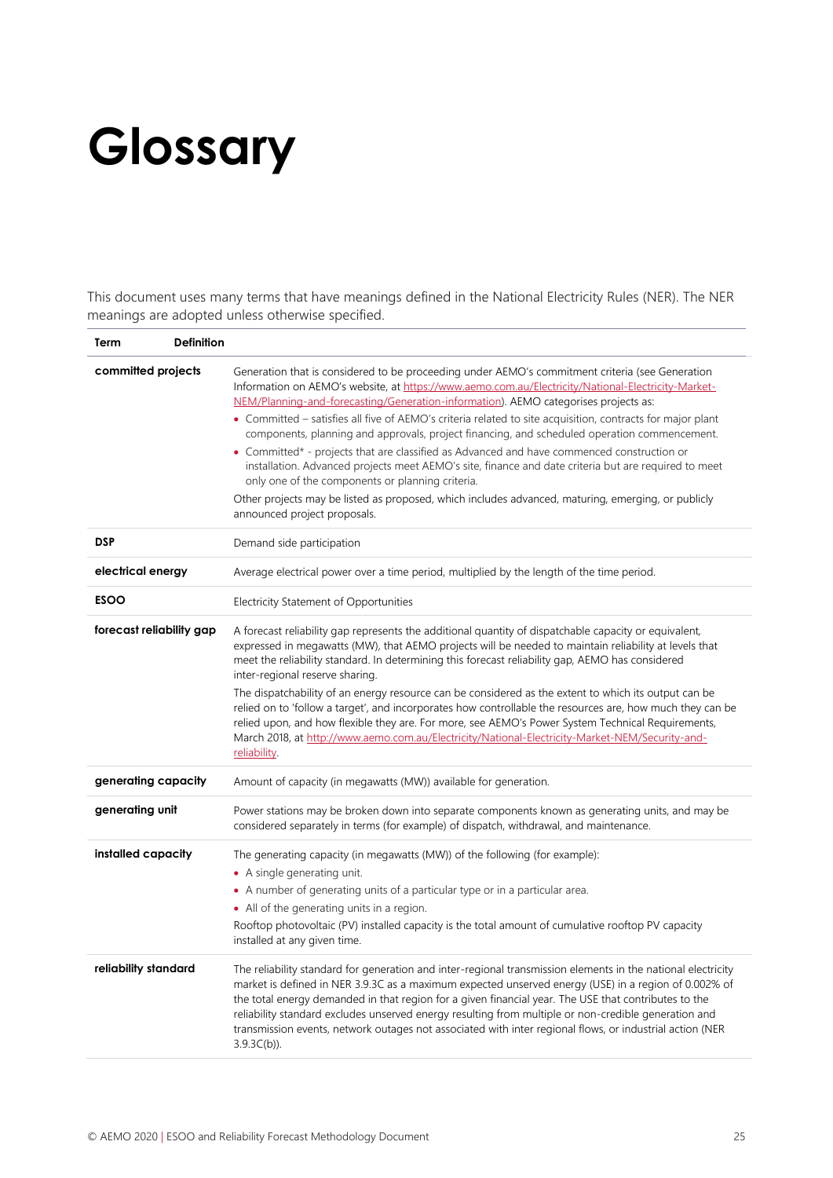# Glossary

This document uses many terms that have meanings defined in the National Electricity Rules (NER). The NER meanings are adopted unless otherwise specified.

| Term | Definition |
|---|---|
| **committed projects** | Generation that is considered to be proceeding under AEMO's commitment criteria (see Generation Information on AEMO's website, at https://www.aemo.com.au/Electricity/National-Electricity-Market-NEM/Planning-and-forecasting/Generation-information). AEMO categorises projects as:<br>• Committed – satisfies all five of AEMO's criteria related to site acquisition, contracts for major plant components, planning and approvals, project financing, and scheduled operation commencement.<br>• Committed* - projects that are classified as Advanced and have commenced construction or installation. Advanced projects meet AEMO's site, finance and date criteria but are required to meet only one of the components or planning criteria.<br>Other projects may be listed as proposed, which includes advanced, maturing, emerging, or publicly announced project proposals. |
| **DSP** | Demand side participation |
| **electrical energy** | Average electrical power over a time period, multiplied by the length of the time period. |
| **ESOO** | Electricity Statement of Opportunities |
| **forecast reliability gap** | A forecast reliability gap represents the additional quantity of dispatchable capacity or equivalent, expressed in megawatts (MW), that AEMO projects will be needed to maintain reliability at levels that meet the reliability standard. In determining this forecast reliability gap, AEMO has considered inter-regional reserve sharing.<br>The dispatchability of an energy resource can be considered as the extent to which its output can be relied on to 'follow a target', and incorporates how controllable the resources are, how much they can be relied upon, and how flexible they are. For more, see AEMO's Power System Technical Requirements, March 2018, at http://www.aemo.com.au/Electricity/National-Electricity-Market-NEM/Security-and-reliability. |
| **generating capacity** | Amount of capacity (in megawatts (MW)) available for generation. |
| **generating unit** | Power stations may be broken down into separate components known as generating units, and may be considered separately in terms (for example) of dispatch, withdrawal, and maintenance. |
| **installed capacity** | The generating capacity (in megawatts (MW)) of the following (for example):<br>• A single generating unit.<br>• A number of generating units of a particular type or in a particular area.<br>• All of the generating units in a region.<br>Rooftop photovoltaic (PV) installed capacity is the total amount of cumulative rooftop PV capacity installed at any given time. |
| **reliability standard** | The reliability standard for generation and inter-regional transmission elements in the national electricity market is defined in NER 3.9.3C as a maximum expected unserved energy (USE) in a region of 0.002% of the total energy demanded in that region for a given financial year. The USE that contributes to the reliability standard excludes unserved energy resulting from multiple or non-credible generation and transmission events, network outages not associated with inter regional flows, or industrial action (NER 3.9.3C(b)). |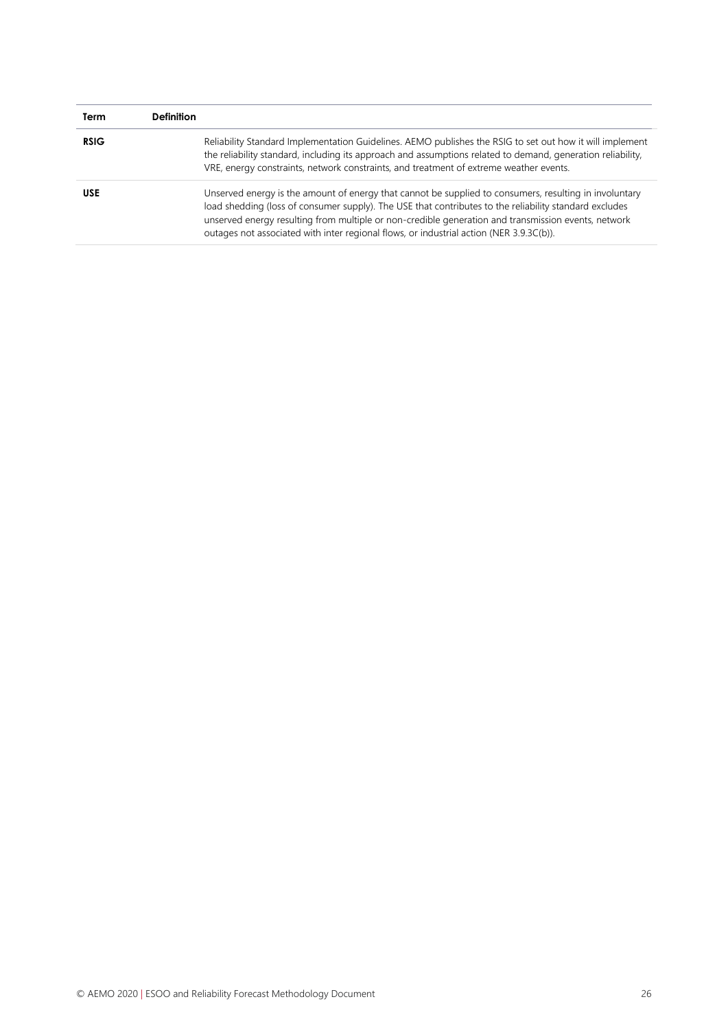| Term | Definition |
| --- | --- |
| **RSIG** | Reliability Standard Implementation Guidelines. AEMO publishes the RSIG to set out how it will implement the reliability standard, including its approach and assumptions related to demand, generation reliability, VRE, energy constraints, network constraints, and treatment of extreme weather events. |
| **USE** | Unserved energy is the amount of energy that cannot be supplied to consumers, resulting in involuntary load shedding (loss of consumer supply). The USE that contributes to the reliability standard excludes unserved energy resulting from multiple or non-credible generation and transmission events, network outages not associated with inter regional flows, or industrial action (NER 3.9.3C(b)). |